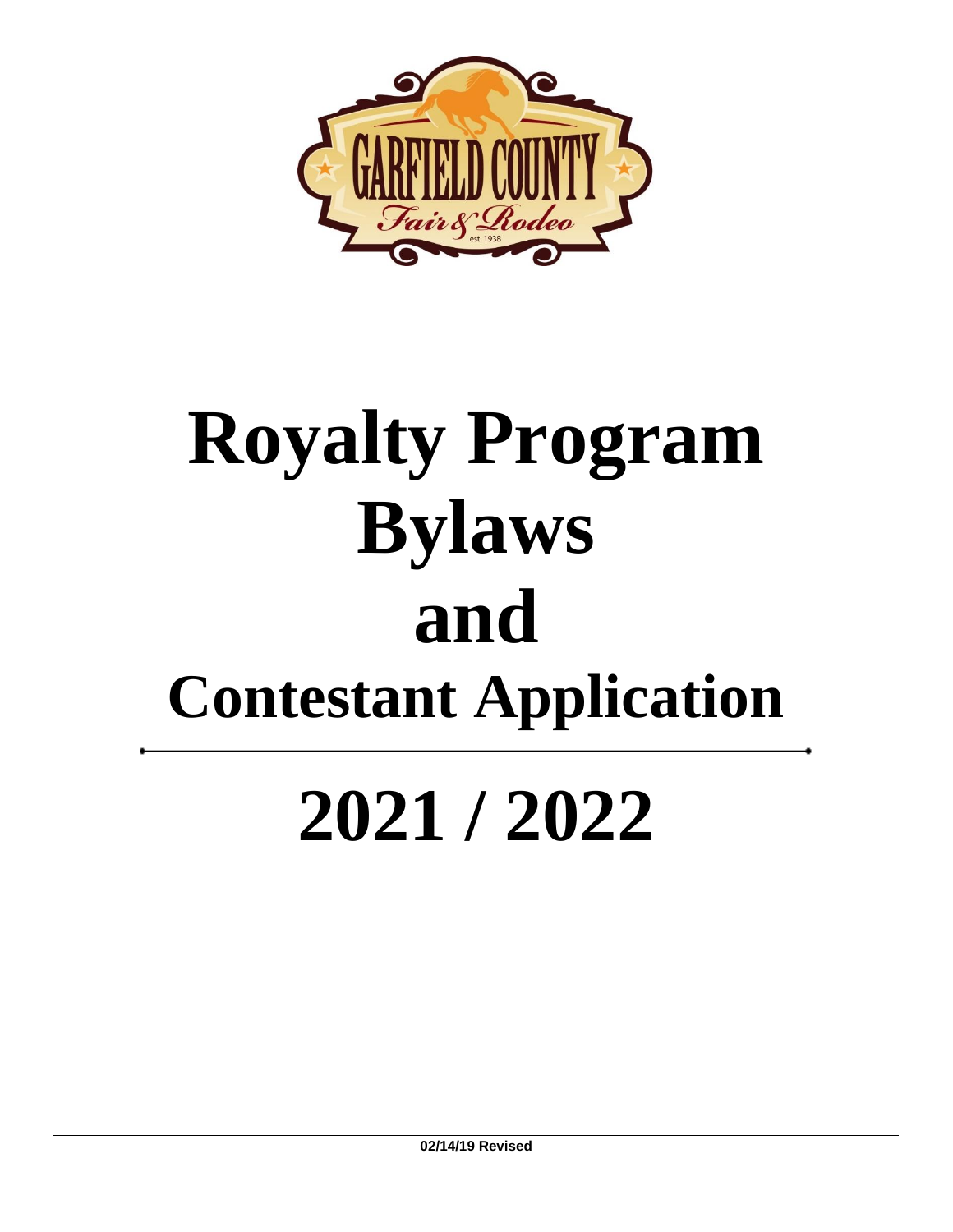# Royalty Program Bylaws and Contestant Application

# 2021 / 2022

02/14/19 Revised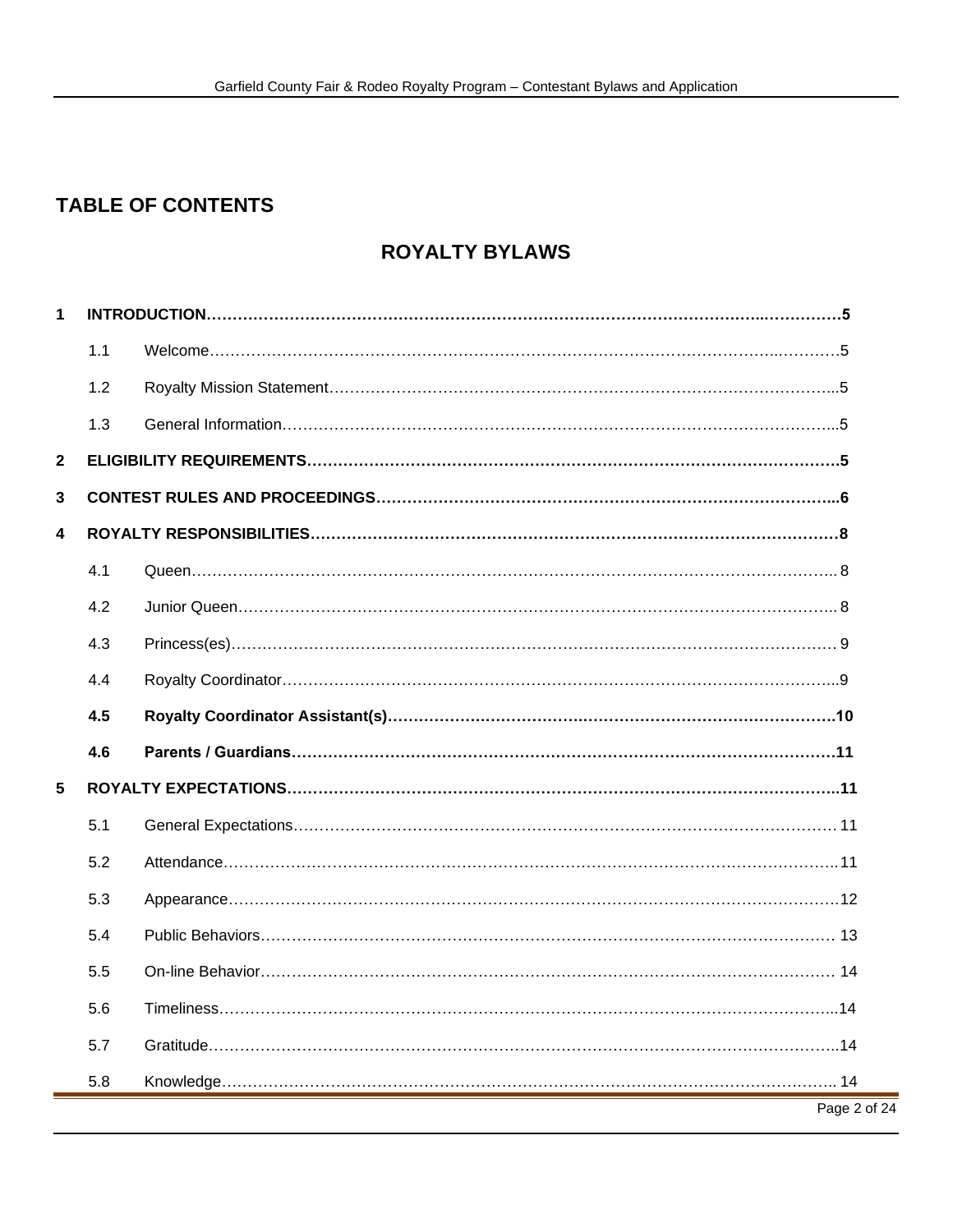## TABLE OF CONTENTS

### ROYALTY BYLAWS

| | | | |
|---|---|---|---|
| **1** | **INTRODUCTION** | | **5** |
| | 1.1 | Welcome | 5 |
| | 1.2 | Royalty Mission Statement | 5 |
| | 1.3 | General Information | 5 |
| **2** | **ELIGIBILITY REQUIREMENTS** | | **5** |
| **3** | **CONTEST RULES AND PROCEEDINGS** | | **6** |
| **4** | **ROYALTY RESPONSIBILITIES** | | **8** |
| | 4.1 | Queen | 8 |
| | 4.2 | Junior Queen | 8 |
| | 4.3 | Princess(es) | 9 |
| | 4.4 | Royalty Coordinator | 9 |
| | **4.5** | **Royalty Coordinator Assistant(s)** | **10** |
| | **4.6** | **Parents / Guardians** | **11** |
| **5** | **ROYALTY EXPECTATIONS** | | **11** |
| | 5.1 | General Expectations | 11 |
| | 5.2 | Attendance | 11 |
| | 5.3 | Appearance | 12 |
| | 5.4 | Public Behaviors | 13 |
| | 5.5 | On-line Behavior | 14 |
| | 5.6 | Timeliness | 14 |
| | 5.7 | Gratitude | 14 |
| | 5.8 | Knowledge | 14 |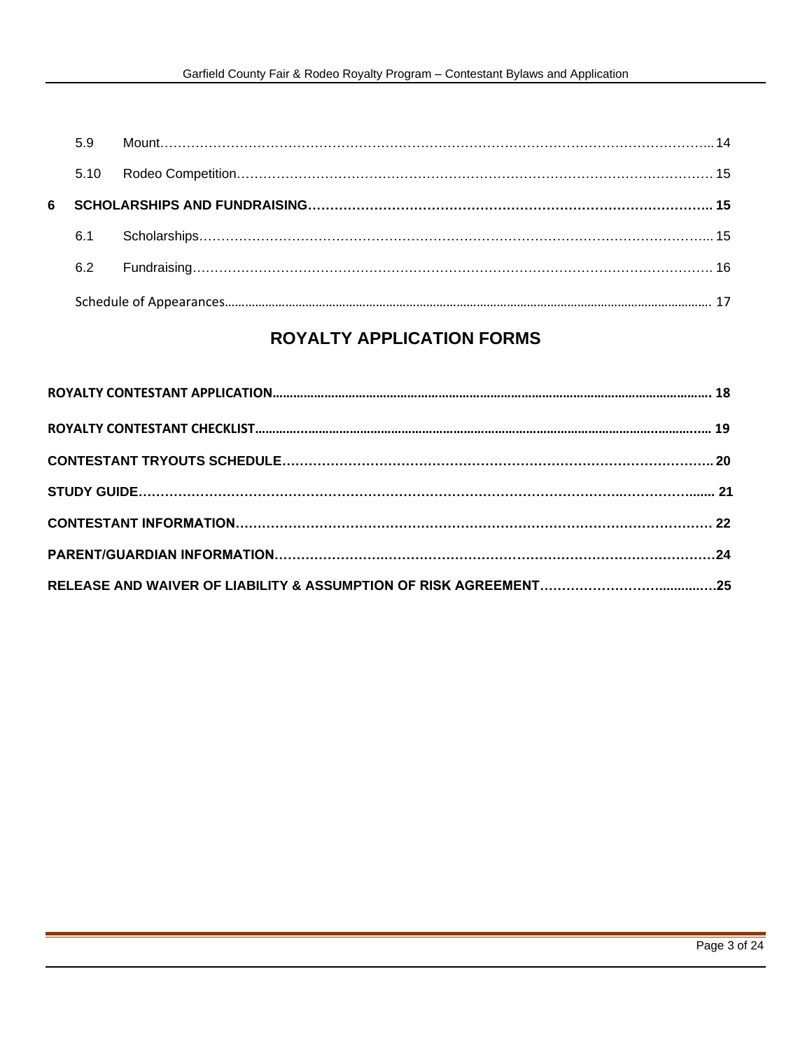5.9 Mount……………………………………………………………………………………………………………...14

5.10 Rodeo Competition………………………………………………………………………………………………15

**6 SCHOLARSHIPS AND FUNDRAISING……………………………………………………………………………….. 15**

6.1 Scholarships……………………………………………………………………………………………………... 15

6.2 Fundraising………………………………………………………………………………………………………. 16

Schedule of Appearances…………………………………………………………………………………………… 17

## ROYALTY APPLICATION FORMS

**ROYALTY CONTESTANT APPLICATION……………………………………………………………………………… 18**

**ROYALTY CONTESTANT CHECKLIST……………………………………………………………………………….. 19**

**CONTESTANT TRYOUTS SCHEDULE………………………………………………………………………………... 20**

**STUDY GUIDE……………………………………………………………………………………………………....... 21**

**CONTESTANT INFORMATION……………………………………………………………………………………… 22**

**PARENT/GUARDIAN INFORMATION…………………………………………………………………………………24**

**RELEASE AND WAIVER OF LIABILITY & ASSUMPTION OF RISK AGREEMENT…………………………...........25**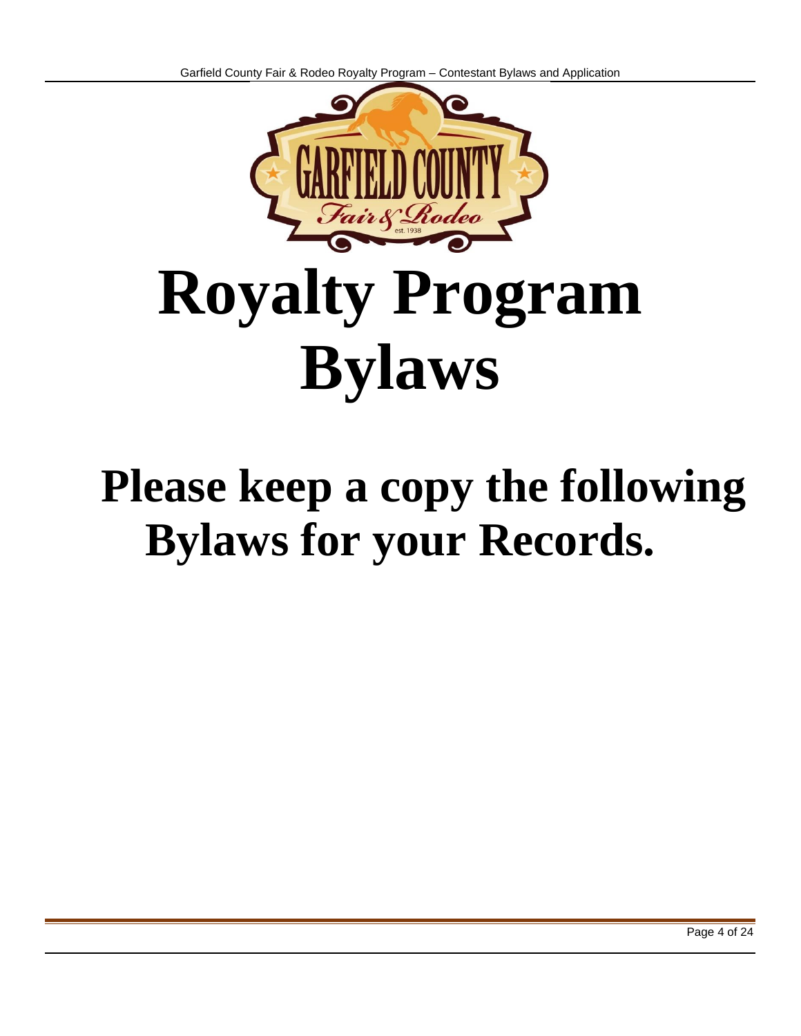# Royalty Program Bylaws

## Please keep a copy the following Bylaws for your Records.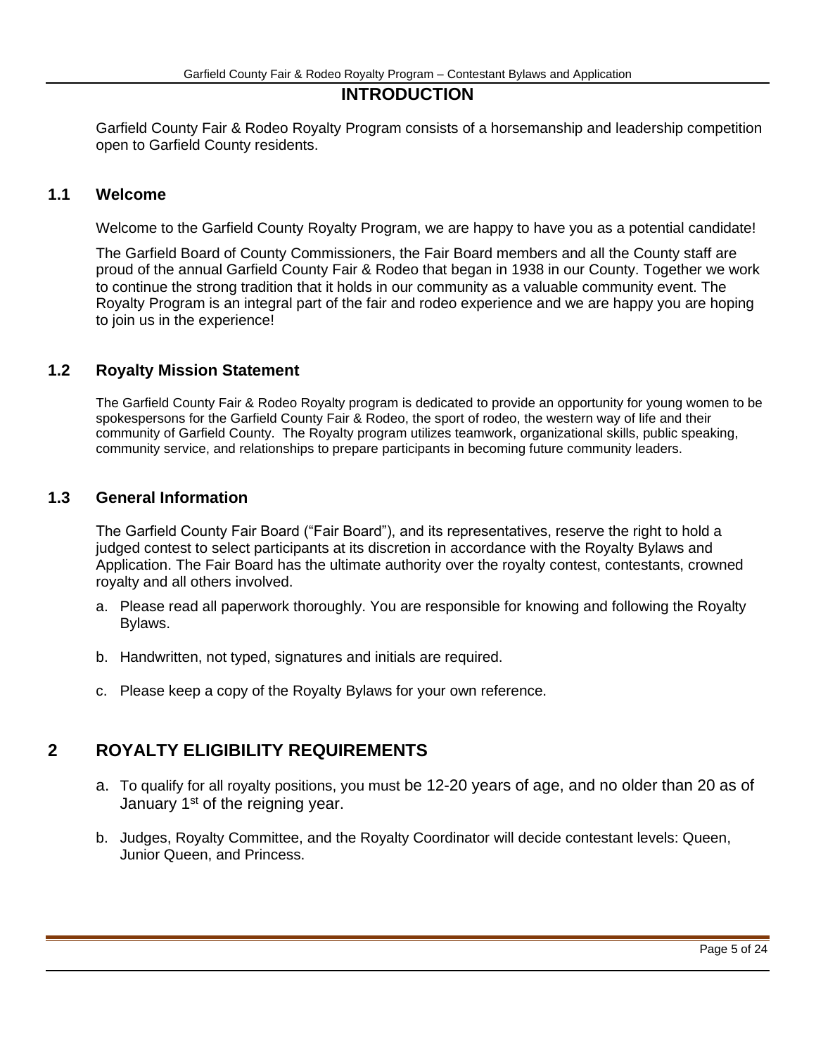# INTRODUCTION

Garfield County Fair & Rodeo Royalty Program consists of a horsemanship and leadership competition open to Garfield County residents.

## 1.1 Welcome

Welcome to the Garfield County Royalty Program, we are happy to have you as a potential candidate!

The Garfield Board of County Commissioners, the Fair Board members and all the County staff are proud of the annual Garfield County Fair & Rodeo that began in 1938 in our County. Together we work to continue the strong tradition that it holds in our community as a valuable community event. The Royalty Program is an integral part of the fair and rodeo experience and we are happy you are hoping to join us in the experience!

## 1.2 Royalty Mission Statement

The Garfield County Fair & Rodeo Royalty program is dedicated to provide an opportunity for young women to be spokespersons for the Garfield County Fair & Rodeo, the sport of rodeo, the western way of life and their community of Garfield County. The Royalty program utilizes teamwork, organizational skills, public speaking, community service, and relationships to prepare participants in becoming future community leaders.

## 1.3 General Information

The Garfield County Fair Board ("Fair Board"), and its representatives, reserve the right to hold a judged contest to select participants at its discretion in accordance with the Royalty Bylaws and Application. The Fair Board has the ultimate authority over the royalty contest, contestants, crowned royalty and all others involved.

a. Please read all paperwork thoroughly. You are responsible for knowing and following the Royalty Bylaws.

b. Handwritten, not typed, signatures and initials are required.

c. Please keep a copy of the Royalty Bylaws for your own reference.

# 2 ROYALTY ELIGIBILITY REQUIREMENTS

a. To qualify for all royalty positions, you must be 12-20 years of age, and no older than 20 as of January 1st of the reigning year.

b. Judges, Royalty Committee, and the Royalty Coordinator will decide contestant levels: Queen, Junior Queen, and Princess.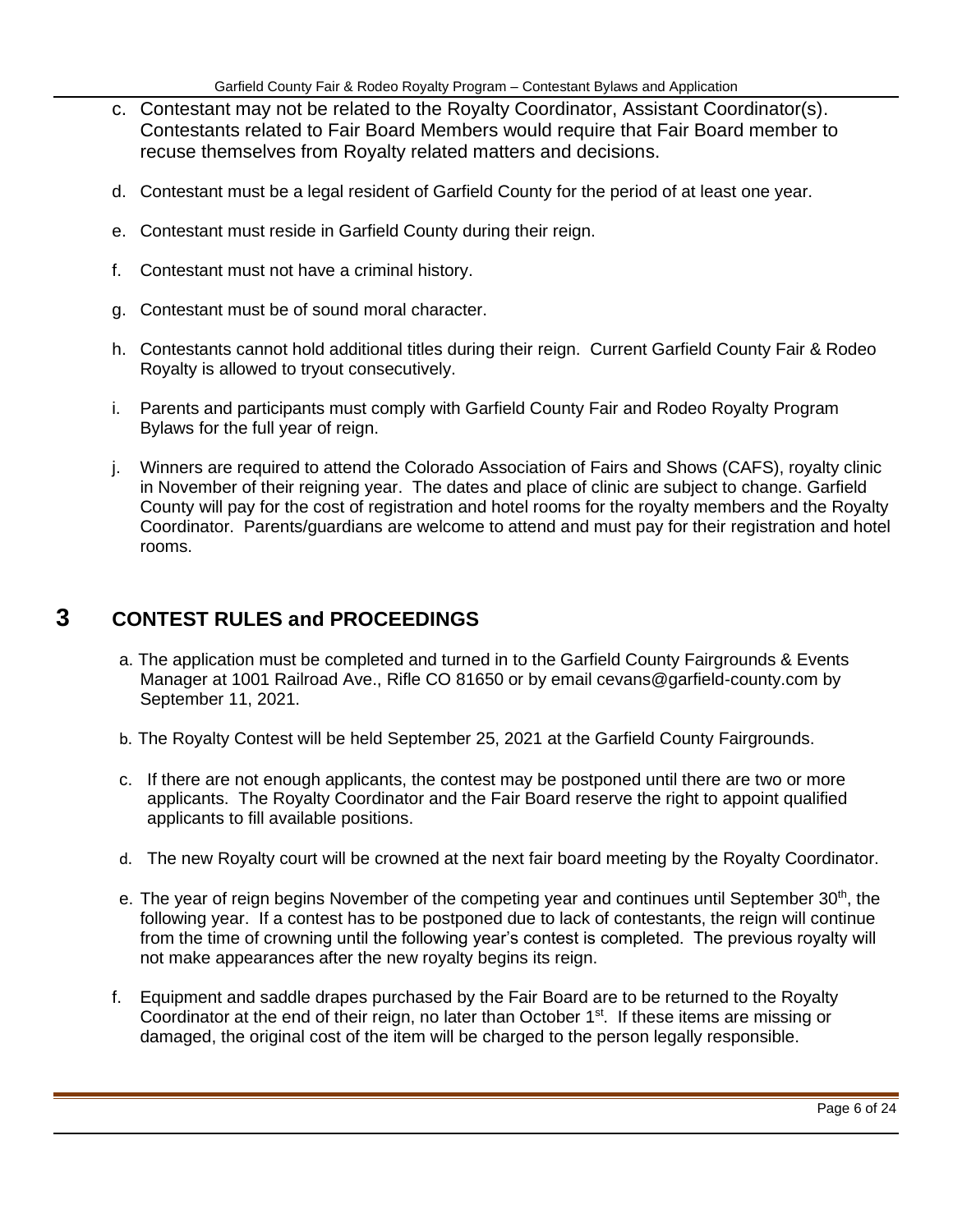c. Contestant may not be related to the Royalty Coordinator, Assistant Coordinator(s). Contestants related to Fair Board Members would require that Fair Board member to recuse themselves from Royalty related matters and decisions.

d. Contestant must be a legal resident of Garfield County for the period of at least one year.

e. Contestant must reside in Garfield County during their reign.

f. Contestant must not have a criminal history.

g. Contestant must be of sound moral character.

h. Contestants cannot hold additional titles during their reign. Current Garfield County Fair & Rodeo Royalty is allowed to tryout consecutively.

i. Parents and participants must comply with Garfield County Fair and Rodeo Royalty Program Bylaws for the full year of reign.

j. Winners are required to attend the Colorado Association of Fairs and Shows (CAFS), royalty clinic in November of their reigning year. The dates and place of clinic are subject to change. Garfield County will pay for the cost of registration and hotel rooms for the royalty members and the Royalty Coordinator. Parents/guardians are welcome to attend and must pay for their registration and hotel rooms.

# 3 CONTEST RULES and PROCEEDINGS

a. The application must be completed and turned in to the Garfield County Fairgrounds & Events Manager at 1001 Railroad Ave., Rifle CO 81650 or by email cevans@garfield-county.com by September 11, 2021.

b. The Royalty Contest will be held September 25, 2021 at the Garfield County Fairgrounds.

c. If there are not enough applicants, the contest may be postponed until there are two or more applicants. The Royalty Coordinator and the Fair Board reserve the right to appoint qualified applicants to fill available positions.

d. The new Royalty court will be crowned at the next fair board meeting by the Royalty Coordinator.

e. The year of reign begins November of the competing year and continues until September 30th, the following year. If a contest has to be postponed due to lack of contestants, the reign will continue from the time of crowning until the following year's contest is completed. The previous royalty will not make appearances after the new royalty begins its reign.

f. Equipment and saddle drapes purchased by the Fair Board are to be returned to the Royalty Coordinator at the end of their reign, no later than October 1st. If these items are missing or damaged, the original cost of the item will be charged to the person legally responsible.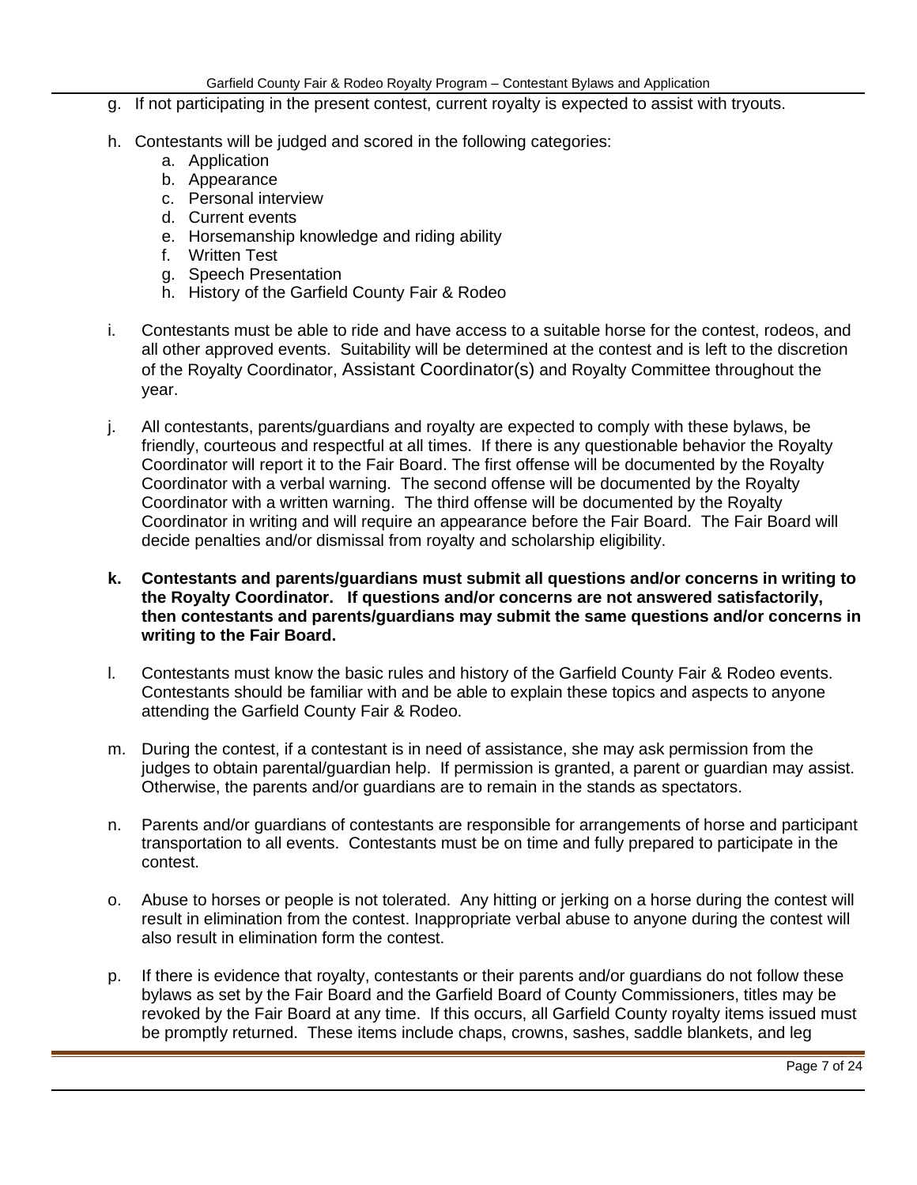g. If not participating in the present contest, current royalty is expected to assist with tryouts.

h. Contestants will be judged and scored in the following categories:
   a. Application
   b. Appearance
   c. Personal interview
   d. Current events
   e. Horsemanship knowledge and riding ability
   f. Written Test
   g. Speech Presentation
   h. History of the Garfield County Fair & Rodeo

i. Contestants must be able to ride and have access to a suitable horse for the contest, rodeos, and all other approved events. Suitability will be determined at the contest and is left to the discretion of the Royalty Coordinator, Assistant Coordinator(s) and Royalty Committee throughout the year.

j. All contestants, parents/guardians and royalty are expected to comply with these bylaws, be friendly, courteous and respectful at all times. If there is any questionable behavior the Royalty Coordinator will report it to the Fair Board. The first offense will be documented by the Royalty Coordinator with a verbal warning. The second offense will be documented by the Royalty Coordinator with a written warning. The third offense will be documented by the Royalty Coordinator in writing and will require an appearance before the Fair Board. The Fair Board will decide penalties and/or dismissal from royalty and scholarship eligibility.

**k. Contestants and parents/guardians must submit all questions and/or concerns in writing to the Royalty Coordinator. If questions and/or concerns are not answered satisfactorily, then contestants and parents/guardians may submit the same questions and/or concerns in writing to the Fair Board.**

l. Contestants must know the basic rules and history of the Garfield County Fair & Rodeo events. Contestants should be familiar with and be able to explain these topics and aspects to anyone attending the Garfield County Fair & Rodeo.

m. During the contest, if a contestant is in need of assistance, she may ask permission from the judges to obtain parental/guardian help. If permission is granted, a parent or guardian may assist. Otherwise, the parents and/or guardians are to remain in the stands as spectators.

n. Parents and/or guardians of contestants are responsible for arrangements of horse and participant transportation to all events. Contestants must be on time and fully prepared to participate in the contest.

o. Abuse to horses or people is not tolerated. Any hitting or jerking on a horse during the contest will result in elimination from the contest. Inappropriate verbal abuse to anyone during the contest will also result in elimination form the contest.

p. If there is evidence that royalty, contestants or their parents and/or guardians do not follow these bylaws as set by the Fair Board and the Garfield Board of County Commissioners, titles may be revoked by the Fair Board at any time. If this occurs, all Garfield County royalty items issued must be promptly returned. These items include chaps, crowns, sashes, saddle blankets, and leg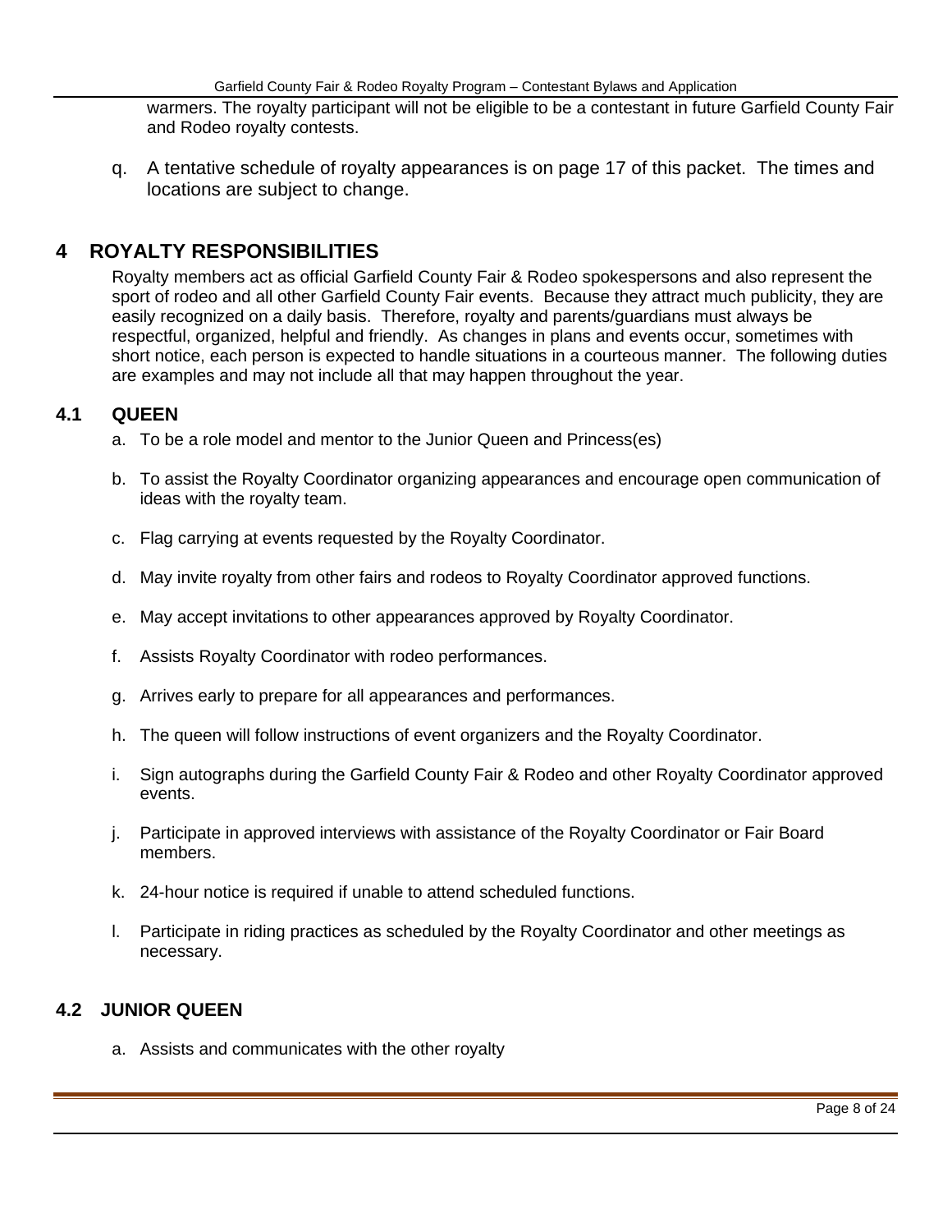warmers. The royalty participant will not be eligible to be a contestant in future Garfield County Fair and Rodeo royalty contests.

q. A tentative schedule of royalty appearances is on page 17 of this packet. The times and locations are subject to change.

# 4 ROYALTY RESPONSIBILITIES

Royalty members act as official Garfield County Fair & Rodeo spokespersons and also represent the sport of rodeo and all other Garfield County Fair events. Because they attract much publicity, they are easily recognized on a daily basis. Therefore, royalty and parents/guardians must always be respectful, organized, helpful and friendly. As changes in plans and events occur, sometimes with short notice, each person is expected to handle situations in a courteous manner. The following duties are examples and may not include all that may happen throughout the year.

## 4.1 QUEEN

a. To be a role model and mentor to the Junior Queen and Princess(es)

b. To assist the Royalty Coordinator organizing appearances and encourage open communication of ideas with the royalty team.

c. Flag carrying at events requested by the Royalty Coordinator.

d. May invite royalty from other fairs and rodeos to Royalty Coordinator approved functions.

e. May accept invitations to other appearances approved by Royalty Coordinator.

f. Assists Royalty Coordinator with rodeo performances.

g. Arrives early to prepare for all appearances and performances.

h. The queen will follow instructions of event organizers and the Royalty Coordinator.

i. Sign autographs during the Garfield County Fair & Rodeo and other Royalty Coordinator approved events.

j. Participate in approved interviews with assistance of the Royalty Coordinator or Fair Board members.

k. 24-hour notice is required if unable to attend scheduled functions.

l. Participate in riding practices as scheduled by the Royalty Coordinator and other meetings as necessary.

## 4.2 JUNIOR QUEEN

a. Assists and communicates with the other royalty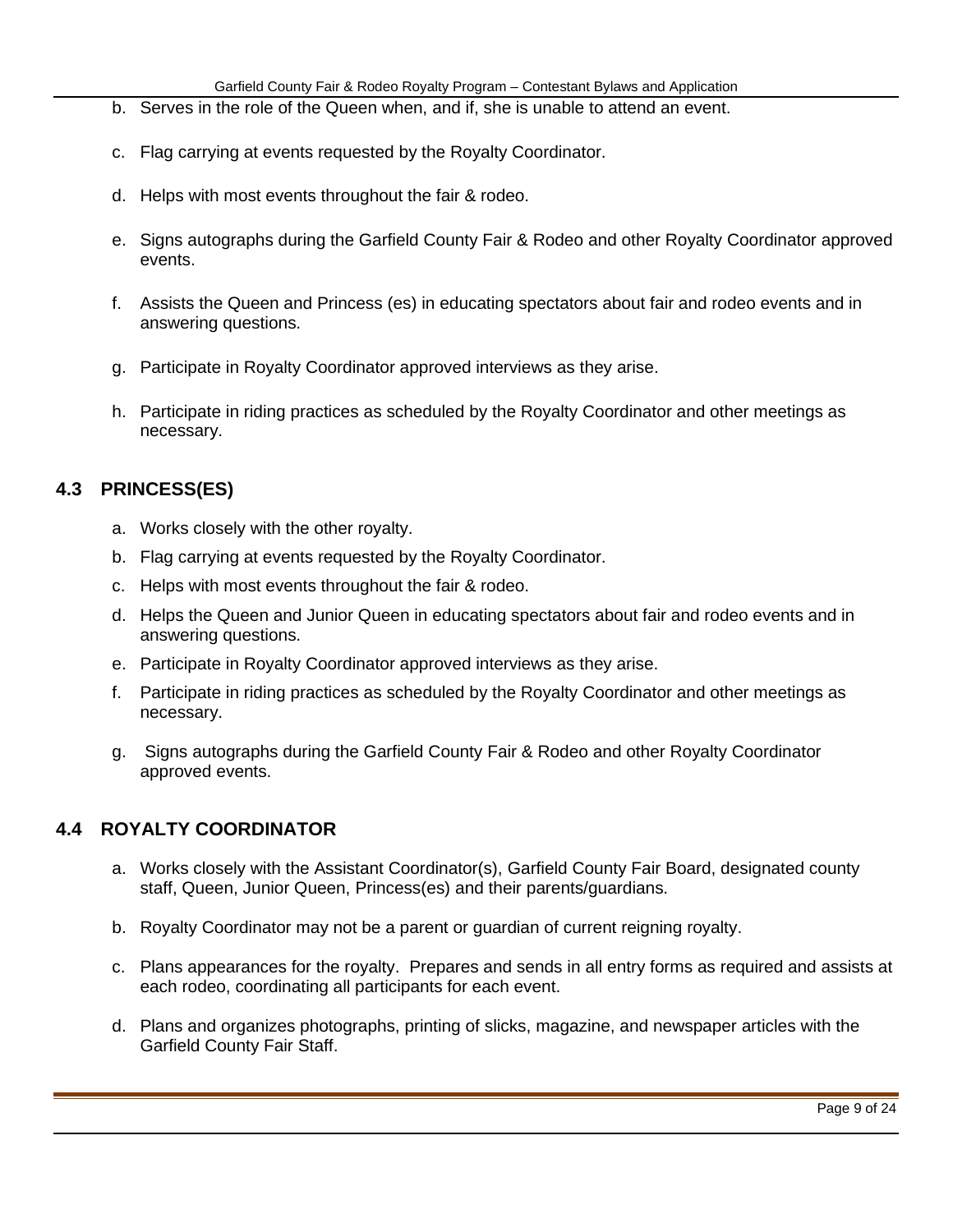b. Serves in the role of the Queen when, and if, she is unable to attend an event.

c. Flag carrying at events requested by the Royalty Coordinator.

d. Helps with most events throughout the fair & rodeo.

e. Signs autographs during the Garfield County Fair & Rodeo and other Royalty Coordinator approved events.

f. Assists the Queen and Princess (es) in educating spectators about fair and rodeo events and in answering questions.

g. Participate in Royalty Coordinator approved interviews as they arise.

h. Participate in riding practices as scheduled by the Royalty Coordinator and other meetings as necessary.

## 4.3 PRINCESS(ES)

a. Works closely with the other royalty.
b. Flag carrying at events requested by the Royalty Coordinator.
c. Helps with most events throughout the fair & rodeo.
d. Helps the Queen and Junior Queen in educating spectators about fair and rodeo events and in answering questions.
e. Participate in Royalty Coordinator approved interviews as they arise.
f. Participate in riding practices as scheduled by the Royalty Coordinator and other meetings as necessary.
g. Signs autographs during the Garfield County Fair & Rodeo and other Royalty Coordinator approved events.

## 4.4 ROYALTY COORDINATOR

a. Works closely with the Assistant Coordinator(s), Garfield County Fair Board, designated county staff, Queen, Junior Queen, Princess(es) and their parents/guardians.

b. Royalty Coordinator may not be a parent or guardian of current reigning royalty.

c. Plans appearances for the royalty. Prepares and sends in all entry forms as required and assists at each rodeo, coordinating all participants for each event.

d. Plans and organizes photographs, printing of slicks, magazine, and newspaper articles with the Garfield County Fair Staff.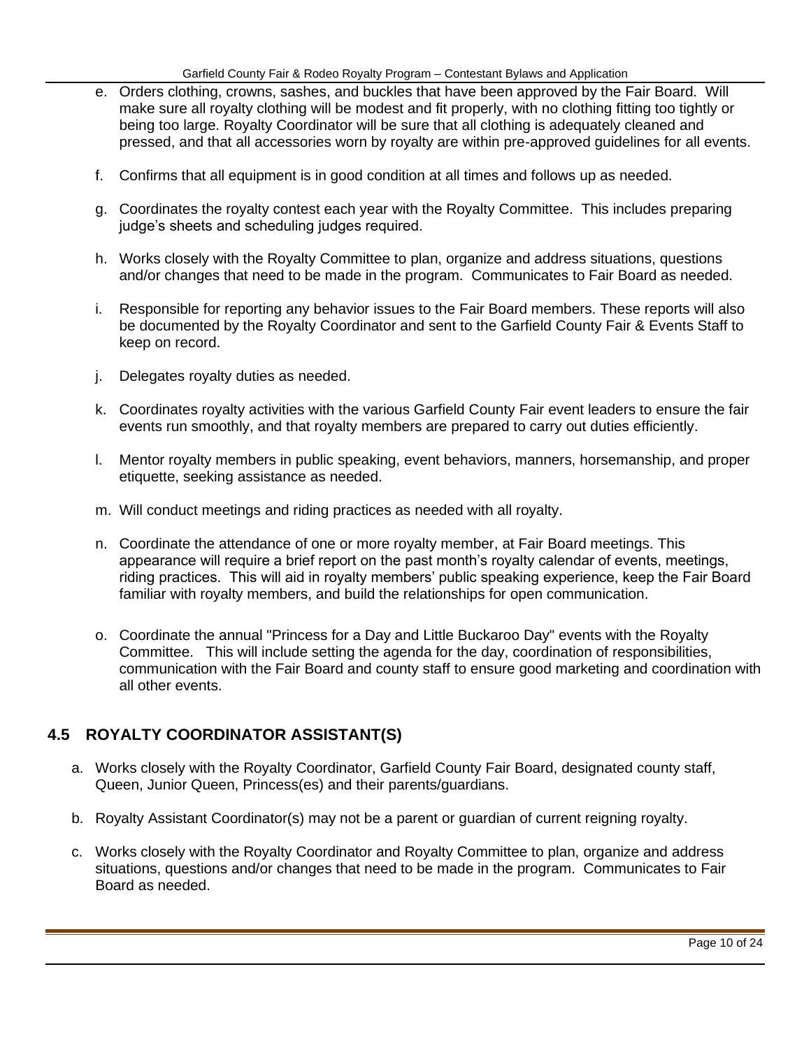e. Orders clothing, crowns, sashes, and buckles that have been approved by the Fair Board. Will make sure all royalty clothing will be modest and fit properly, with no clothing fitting too tightly or being too large. Royalty Coordinator will be sure that all clothing is adequately cleaned and pressed, and that all accessories worn by royalty are within pre-approved guidelines for all events.

f. Confirms that all equipment is in good condition at all times and follows up as needed.

g. Coordinates the royalty contest each year with the Royalty Committee. This includes preparing judge's sheets and scheduling judges required.

h. Works closely with the Royalty Committee to plan, organize and address situations, questions and/or changes that need to be made in the program. Communicates to Fair Board as needed.

i. Responsible for reporting any behavior issues to the Fair Board members. These reports will also be documented by the Royalty Coordinator and sent to the Garfield County Fair & Events Staff to keep on record.

j. Delegates royalty duties as needed.

k. Coordinates royalty activities with the various Garfield County Fair event leaders to ensure the fair events run smoothly, and that royalty members are prepared to carry out duties efficiently.

l. Mentor royalty members in public speaking, event behaviors, manners, horsemanship, and proper etiquette, seeking assistance as needed.

m. Will conduct meetings and riding practices as needed with all royalty.

n. Coordinate the attendance of one or more royalty member, at Fair Board meetings. This appearance will require a brief report on the past month's royalty calendar of events, meetings, riding practices. This will aid in royalty members' public speaking experience, keep the Fair Board familiar with royalty members, and build the relationships for open communication.

o. Coordinate the annual "Princess for a Day and Little Buckaroo Day" events with the Royalty Committee. This will include setting the agenda for the day, coordination of responsibilities, communication with the Fair Board and county staff to ensure good marketing and coordination with all other events.

## 4.5 ROYALTY COORDINATOR ASSISTANT(S)

a. Works closely with the Royalty Coordinator, Garfield County Fair Board, designated county staff, Queen, Junior Queen, Princess(es) and their parents/guardians.

b. Royalty Assistant Coordinator(s) may not be a parent or guardian of current reigning royalty.

c. Works closely with the Royalty Coordinator and Royalty Committee to plan, organize and address situations, questions and/or changes that need to be made in the program. Communicates to Fair Board as needed.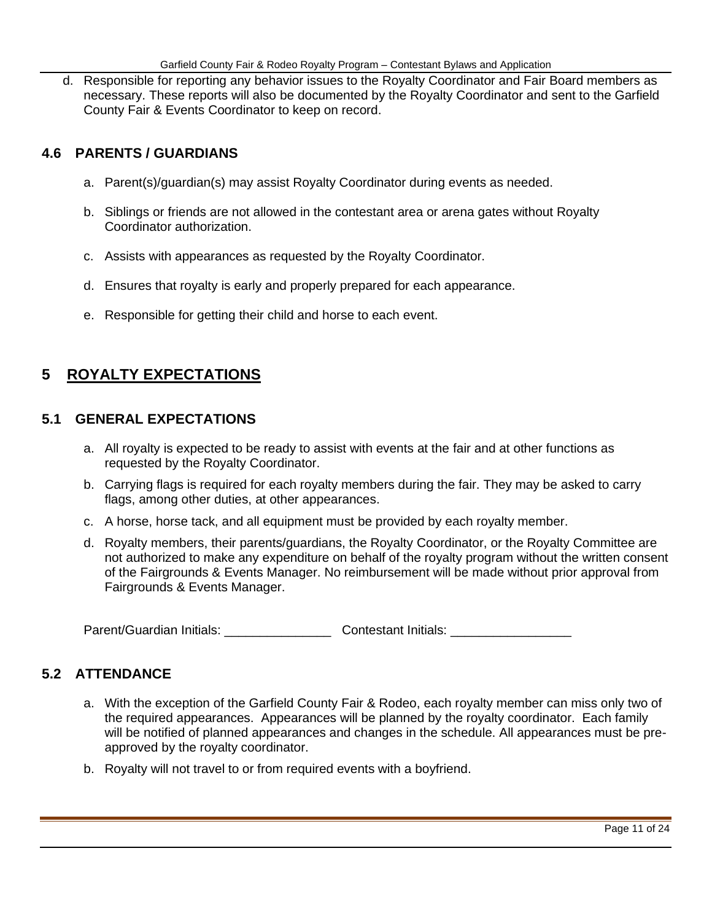d. Responsible for reporting any behavior issues to the Royalty Coordinator and Fair Board members as necessary. These reports will also be documented by the Royalty Coordinator and sent to the Garfield County Fair & Events Coordinator to keep on record.

### 4.6 PARENTS / GUARDIANS

a. Parent(s)/guardian(s) may assist Royalty Coordinator during events as needed.

b. Siblings or friends are not allowed in the contestant area or arena gates without Royalty Coordinator authorization.

c. Assists with appearances as requested by the Royalty Coordinator.

d. Ensures that royalty is early and properly prepared for each appearance.

e. Responsible for getting their child and horse to each event.

## 5 ROYALTY EXPECTATIONS

### 5.1 GENERAL EXPECTATIONS

a. All royalty is expected to be ready to assist with events at the fair and at other functions as requested by the Royalty Coordinator.

b. Carrying flags is required for each royalty members during the fair. They may be asked to carry flags, among other duties, at other appearances.

c. A horse, horse tack, and all equipment must be provided by each royalty member.

d. Royalty members, their parents/guardians, the Royalty Coordinator, or the Royalty Committee are not authorized to make any expenditure on behalf of the royalty program without the written consent of the Fairgrounds & Events Manager. No reimbursement will be made without prior approval from Fairgrounds & Events Manager.

Parent/Guardian Initials: _______________ Contestant Initials: _________________

### 5.2 ATTENDANCE

a. With the exception of the Garfield County Fair & Rodeo, each royalty member can miss only two of the required appearances. Appearances will be planned by the royalty coordinator. Each family will be notified of planned appearances and changes in the schedule. All appearances must be pre-approved by the royalty coordinator.

b. Royalty will not travel to or from required events with a boyfriend.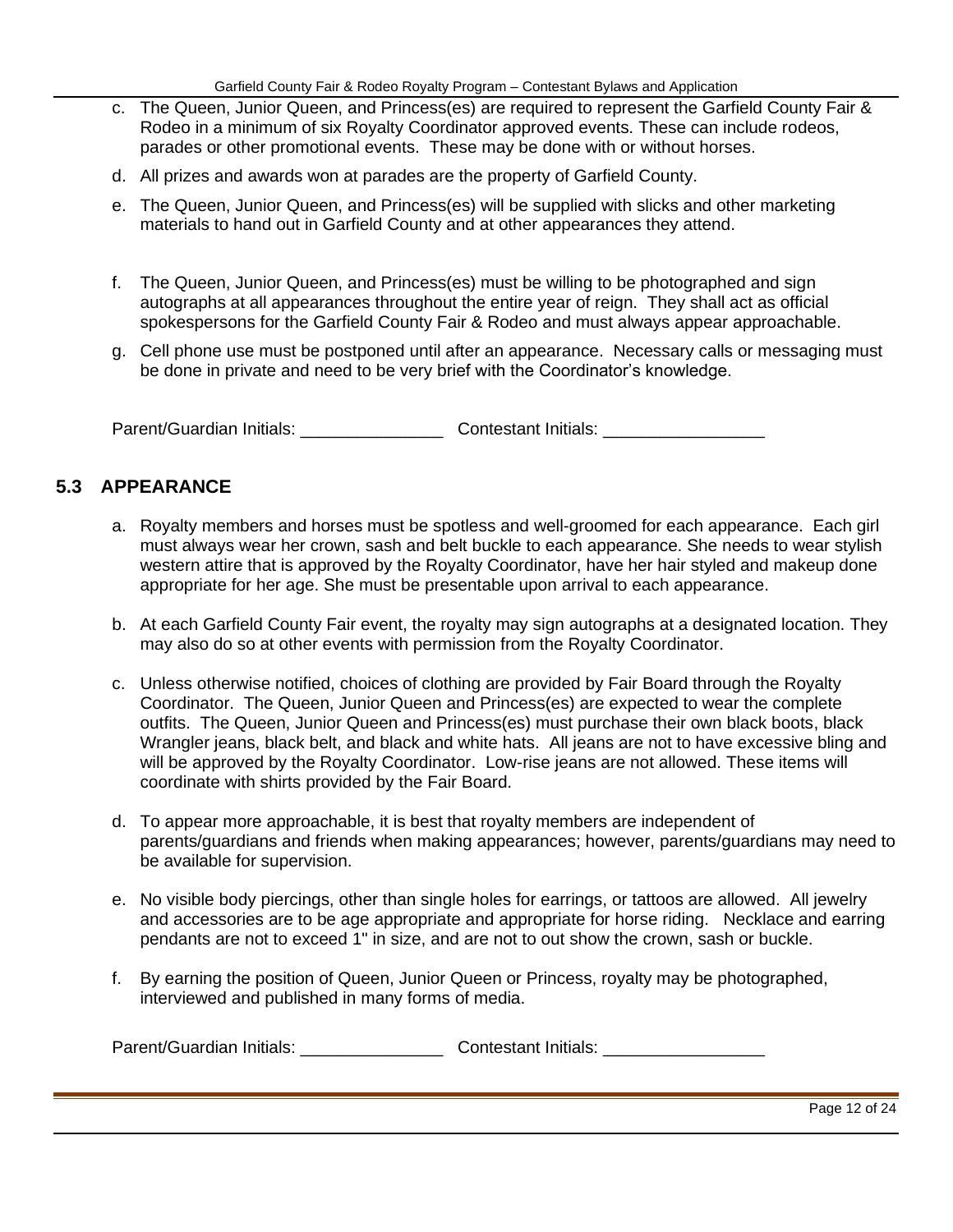c. The Queen, Junior Queen, and Princess(es) are required to represent the Garfield County Fair & Rodeo in a minimum of six Royalty Coordinator approved events. These can include rodeos, parades or other promotional events. These may be done with or without horses.

d. All prizes and awards won at parades are the property of Garfield County.

e. The Queen, Junior Queen, and Princess(es) will be supplied with slicks and other marketing materials to hand out in Garfield County and at other appearances they attend.

f. The Queen, Junior Queen, and Princess(es) must be willing to be photographed and sign autographs at all appearances throughout the entire year of reign. They shall act as official spokespersons for the Garfield County Fair & Rodeo and must always appear approachable.

g. Cell phone use must be postponed until after an appearance. Necessary calls or messaging must be done in private and need to be very brief with the Coordinator's knowledge.

Parent/Guardian Initials: _______________ Contestant Initials: _________________

## 5.3 APPEARANCE

a. Royalty members and horses must be spotless and well-groomed for each appearance. Each girl must always wear her crown, sash and belt buckle to each appearance. She needs to wear stylish western attire that is approved by the Royalty Coordinator, have her hair styled and makeup done appropriate for her age. She must be presentable upon arrival to each appearance.

b. At each Garfield County Fair event, the royalty may sign autographs at a designated location. They may also do so at other events with permission from the Royalty Coordinator.

c. Unless otherwise notified, choices of clothing are provided by Fair Board through the Royalty Coordinator. The Queen, Junior Queen and Princess(es) are expected to wear the complete outfits. The Queen, Junior Queen and Princess(es) must purchase their own black boots, black Wrangler jeans, black belt, and black and white hats. All jeans are not to have excessive bling and will be approved by the Royalty Coordinator. Low-rise jeans are not allowed. These items will coordinate with shirts provided by the Fair Board.

d. To appear more approachable, it is best that royalty members are independent of parents/guardians and friends when making appearances; however, parents/guardians may need to be available for supervision.

e. No visible body piercings, other than single holes for earrings, or tattoos are allowed. All jewelry and accessories are to be age appropriate and appropriate for horse riding. Necklace and earring pendants are not to exceed 1" in size, and are not to out show the crown, sash or buckle.

f. By earning the position of Queen, Junior Queen or Princess, royalty may be photographed, interviewed and published in many forms of media.

Parent/Guardian Initials: _______________ Contestant Initials: _________________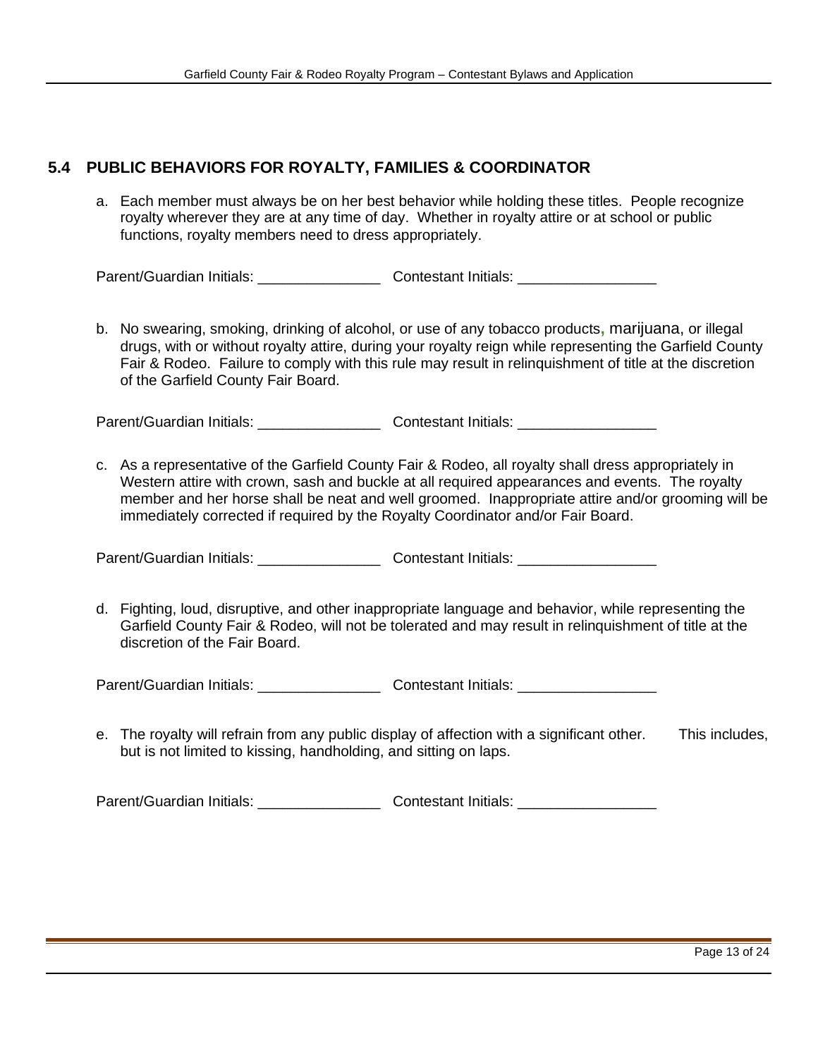## 5.4 PUBLIC BEHAVIORS FOR ROYALTY, FAMILIES & COORDINATOR

a. Each member must always be on her best behavior while holding these titles. People recognize royalty wherever they are at any time of day. Whether in royalty attire or at school or public functions, royalty members need to dress appropriately.

Parent/Guardian Initials: _______________ Contestant Initials: _________________

b. No swearing, smoking, drinking of alcohol, or use of any tobacco products, marijuana, or illegal drugs, with or without royalty attire, during your royalty reign while representing the Garfield County Fair & Rodeo. Failure to comply with this rule may result in relinquishment of title at the discretion of the Garfield County Fair Board.

Parent/Guardian Initials: _______________ Contestant Initials: _________________

c. As a representative of the Garfield County Fair & Rodeo, all royalty shall dress appropriately in Western attire with crown, sash and buckle at all required appearances and events. The royalty member and her horse shall be neat and well groomed. Inappropriate attire and/or grooming will be immediately corrected if required by the Royalty Coordinator and/or Fair Board.

Parent/Guardian Initials: _______________ Contestant Initials: _________________

d. Fighting, loud, disruptive, and other inappropriate language and behavior, while representing the Garfield County Fair & Rodeo, will not be tolerated and may result in relinquishment of title at the discretion of the Fair Board.

Parent/Guardian Initials: _______________ Contestant Initials: _________________

e. The royalty will refrain from any public display of affection with a significant other. This includes, but is not limited to kissing, handholding, and sitting on laps.

Parent/Guardian Initials: _______________ Contestant Initials: _________________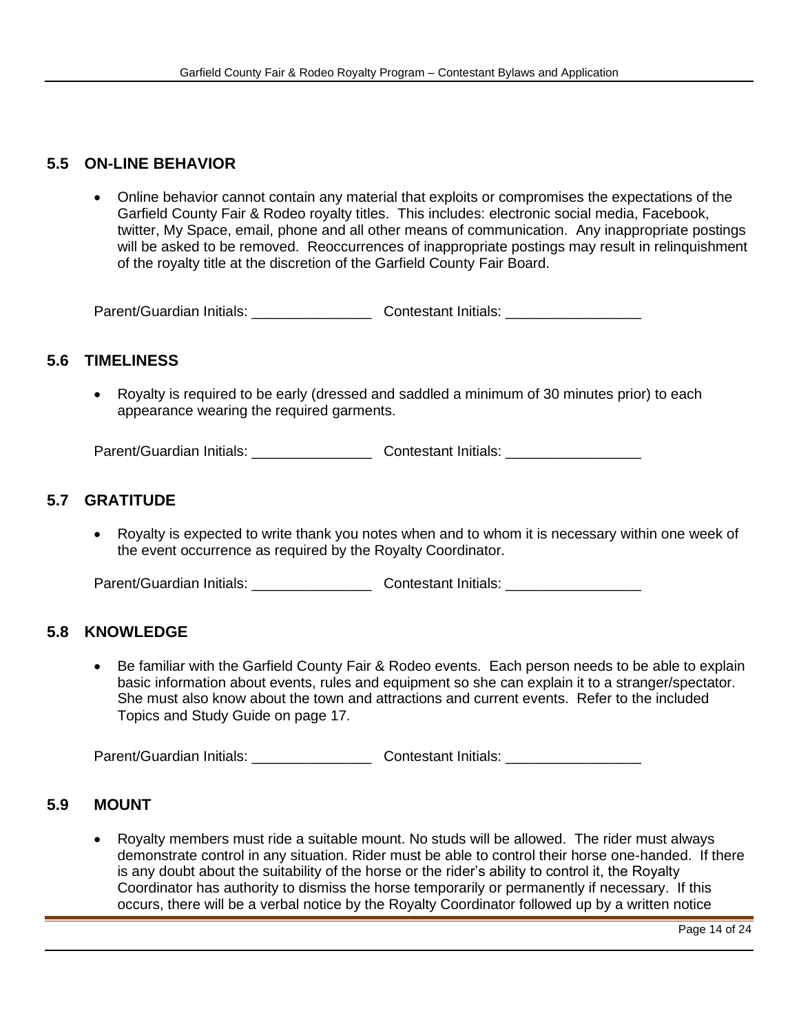## 5.5 ON-LINE BEHAVIOR

- Online behavior cannot contain any material that exploits or compromises the expectations of the Garfield County Fair & Rodeo royalty titles. This includes: electronic social media, Facebook, twitter, My Space, email, phone and all other means of communication. Any inappropriate postings will be asked to be removed. Reoccurrences of inappropriate postings may result in relinquishment of the royalty title at the discretion of the Garfield County Fair Board.

Parent/Guardian Initials: _______________ Contestant Initials: _________________

## 5.6 TIMELINESS

- Royalty is required to be early (dressed and saddled a minimum of 30 minutes prior) to each appearance wearing the required garments.

Parent/Guardian Initials: _______________ Contestant Initials: _________________

## 5.7 GRATITUDE

- Royalty is expected to write thank you notes when and to whom it is necessary within one week of the event occurrence as required by the Royalty Coordinator.

Parent/Guardian Initials: _______________ Contestant Initials: _________________

## 5.8 KNOWLEDGE

- Be familiar with the Garfield County Fair & Rodeo events. Each person needs to be able to explain basic information about events, rules and equipment so she can explain it to a stranger/spectator. She must also know about the town and attractions and current events. Refer to the included Topics and Study Guide on page 17.

Parent/Guardian Initials: _______________ Contestant Initials: _________________

## 5.9 MOUNT

- Royalty members must ride a suitable mount. No studs will be allowed. The rider must always demonstrate control in any situation. Rider must be able to control their horse one-handed. If there is any doubt about the suitability of the horse or the rider's ability to control it, the Royalty Coordinator has authority to dismiss the horse temporarily or permanently if necessary. If this occurs, there will be a verbal notice by the Royalty Coordinator followed up by a written notice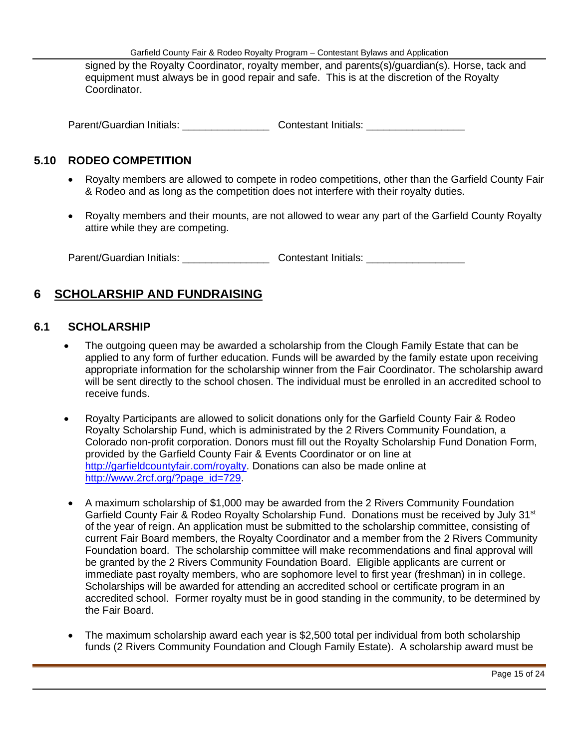signed by the Royalty Coordinator, royalty member, and parents(s)/guardian(s). Horse, tack and equipment must always be in good repair and safe. This is at the discretion of the Royalty Coordinator.

Parent/Guardian Initials: _______________ Contestant Initials: _________________

### 5.10 RODEO COMPETITION

- Royalty members are allowed to compete in rodeo competitions, other than the Garfield County Fair & Rodeo and as long as the competition does not interfere with their royalty duties.

- Royalty members and their mounts, are not allowed to wear any part of the Garfield County Royalty attire while they are competing.

Parent/Guardian Initials: _______________ Contestant Initials: _________________

## 6 SCHOLARSHIP AND FUNDRAISING

### 6.1 SCHOLARSHIP

- The outgoing queen may be awarded a scholarship from the Clough Family Estate that can be applied to any form of further education. Funds will be awarded by the family estate upon receiving appropriate information for the scholarship winner from the Fair Coordinator. The scholarship award will be sent directly to the school chosen. The individual must be enrolled in an accredited school to receive funds.

- Royalty Participants are allowed to solicit donations only for the Garfield County Fair & Rodeo Royalty Scholarship Fund, which is administrated by the 2 Rivers Community Foundation, a Colorado non-profit corporation. Donors must fill out the Royalty Scholarship Fund Donation Form, provided by the Garfield County Fair & Events Coordinator or on line at http://garfieldcountyfair.com/royalty. Donations can also be made online at http://www.2rcf.org/?page_id=729.

- A maximum scholarship of $1,000 may be awarded from the 2 Rivers Community Foundation Garfield County Fair & Rodeo Royalty Scholarship Fund. Donations must be received by July 31st of the year of reign. An application must be submitted to the scholarship committee, consisting of current Fair Board members, the Royalty Coordinator and a member from the 2 Rivers Community Foundation board. The scholarship committee will make recommendations and final approval will be granted by the 2 Rivers Community Foundation Board. Eligible applicants are current or immediate past royalty members, who are sophomore level to first year (freshman) in in college. Scholarships will be awarded for attending an accredited school or certificate program in an accredited school. Former royalty must be in good standing in the community, to be determined by the Fair Board.

- The maximum scholarship award each year is $2,500 total per individual from both scholarship funds (2 Rivers Community Foundation and Clough Family Estate). A scholarship award must be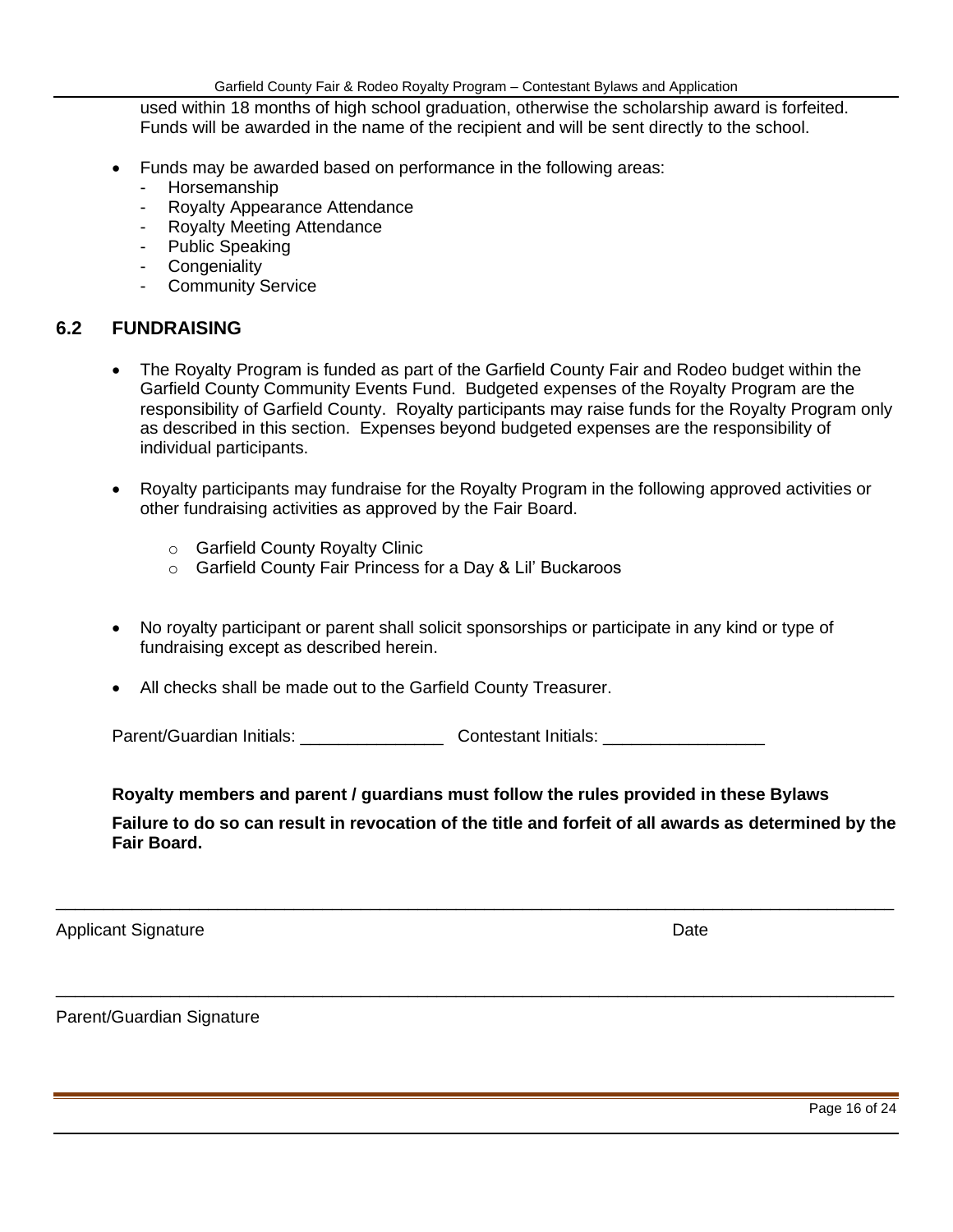used within 18 months of high school graduation, otherwise the scholarship award is forfeited. Funds will be awarded in the name of the recipient and will be sent directly to the school.

- Funds may be awarded based on performance in the following areas:
  - Horsemanship
  - Royalty Appearance Attendance
  - Royalty Meeting Attendance
  - Public Speaking
  - Congeniality
  - Community Service

## 6.2 FUNDRAISING

- The Royalty Program is funded as part of the Garfield County Fair and Rodeo budget within the Garfield County Community Events Fund. Budgeted expenses of the Royalty Program are the responsibility of Garfield County. Royalty participants may raise funds for the Royalty Program only as described in this section. Expenses beyond budgeted expenses are the responsibility of individual participants.

- Royalty participants may fundraise for the Royalty Program in the following approved activities or other fundraising activities as approved by the Fair Board.

  - Garfield County Royalty Clinic
  - Garfield County Fair Princess for a Day & Lil' Buckaroos

- No royalty participant or parent shall solicit sponsorships or participate in any kind or type of fundraising except as described herein.

- All checks shall be made out to the Garfield County Treasurer.

Parent/Guardian Initials: _______________ Contestant Initials: _________________

**Royalty members and parent / guardians must follow the rules provided in these Bylaws**

**Failure to do so can result in revocation of the title and forfeit of all awards as determined by the Fair Board.**

_____________________________________________________________________________________

Applicant Signature Date

_____________________________________________________________________________________

Parent/Guardian Signature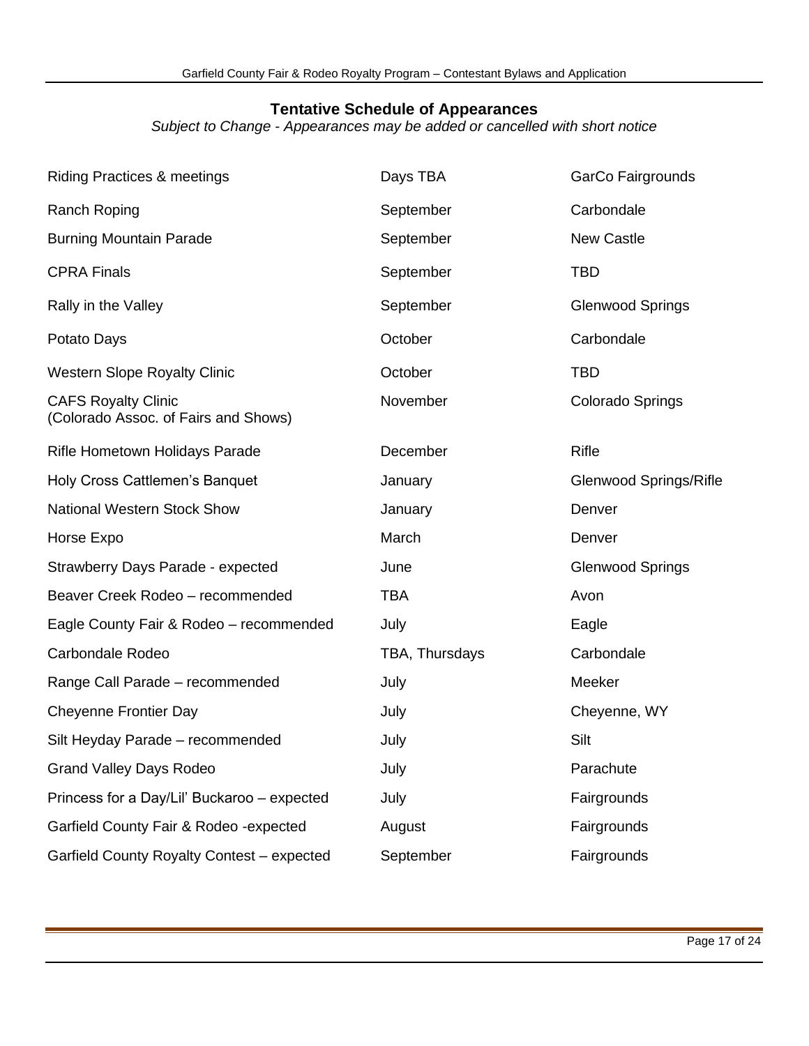## Tentative Schedule of Appearances

*Subject to Change - Appearances may be added or cancelled with short notice*

| | | |
|---|---|---|
| Riding Practices & meetings | Days TBA | GarCo Fairgrounds |
| Ranch Roping | September | Carbondale |
| Burning Mountain Parade | September | New Castle |
| CPRA Finals | September | TBD |
| Rally in the Valley | September | Glenwood Springs |
| Potato Days | October | Carbondale |
| Western Slope Royalty Clinic | October | TBD |
| CAFS Royalty Clinic (Colorado Assoc. of Fairs and Shows) | November | Colorado Springs |
| Rifle Hometown Holidays Parade | December | Rifle |
| Holy Cross Cattlemen's Banquet | January | Glenwood Springs/Rifle |
| National Western Stock Show | January | Denver |
| Horse Expo | March | Denver |
| Strawberry Days Parade - expected | June | Glenwood Springs |
| Beaver Creek Rodeo – recommended | TBA | Avon |
| Eagle County Fair & Rodeo – recommended | July | Eagle |
| Carbondale Rodeo | TBA, Thursdays | Carbondale |
| Range Call Parade – recommended | July | Meeker |
| Cheyenne Frontier Day | July | Cheyenne, WY |
| Silt Heyday Parade – recommended | July | Silt |
| Grand Valley Days Rodeo | July | Parachute |
| Princess for a Day/Lil' Buckaroo – expected | July | Fairgrounds |
| Garfield County Fair & Rodeo -expected | August | Fairgrounds |
| Garfield County Royalty Contest – expected | September | Fairgrounds |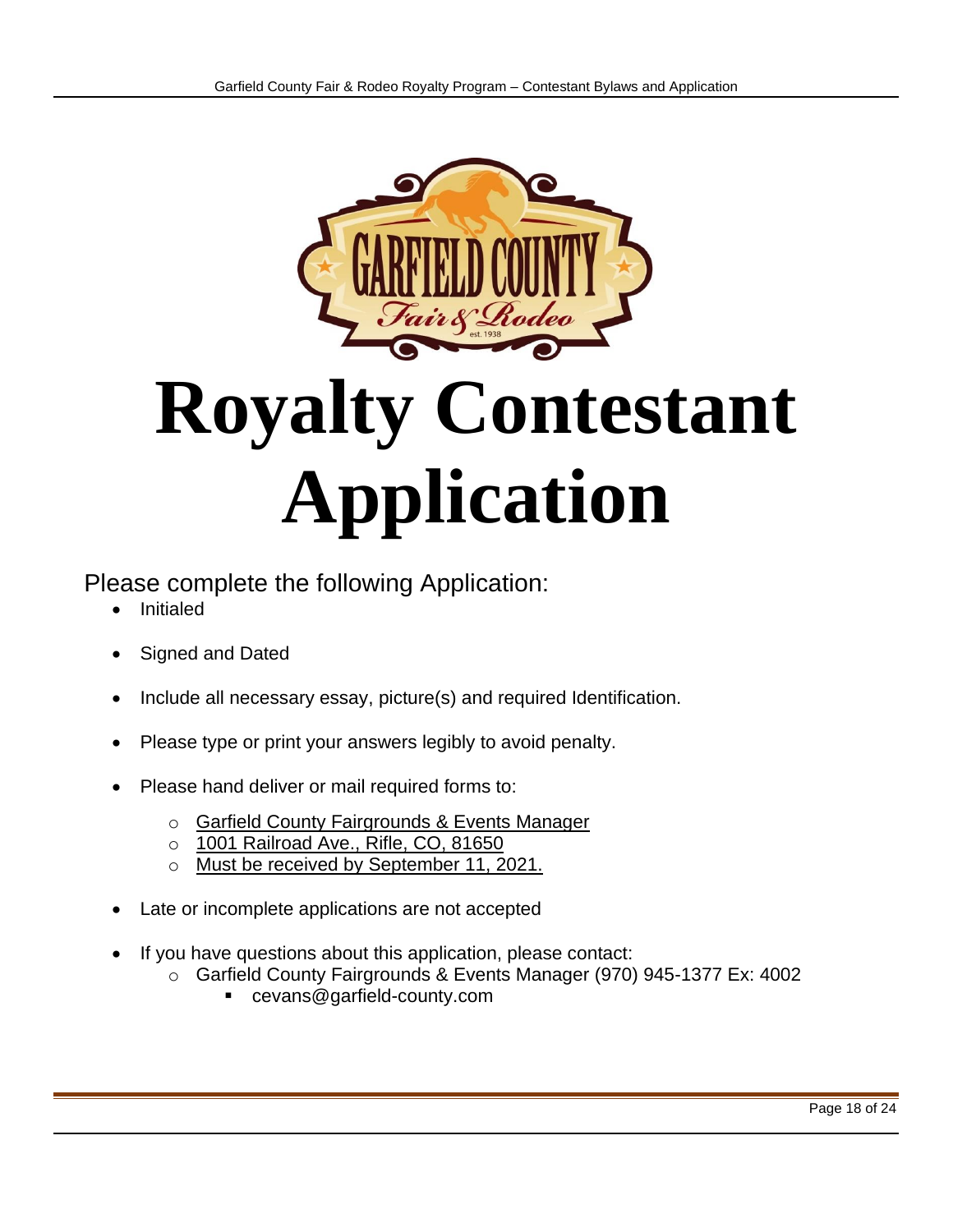# Royalty Contestant Application

Please complete the following Application:

- Initialed
- Signed and Dated
- Include all necessary essay, picture(s) and required Identification.
- Please type or print your answers legibly to avoid penalty.
- Please hand deliver or mail required forms to:
  - Garfield County Fairgrounds & Events Manager
  - 1001 Railroad Ave., Rifle, CO, 81650
  - Must be received by September 11, 2021.
- Late or incomplete applications are not accepted
- If you have questions about this application, please contact:
  - Garfield County Fairgrounds & Events Manager (970) 945-1377 Ex: 4002
    - cevans@garfield-county.com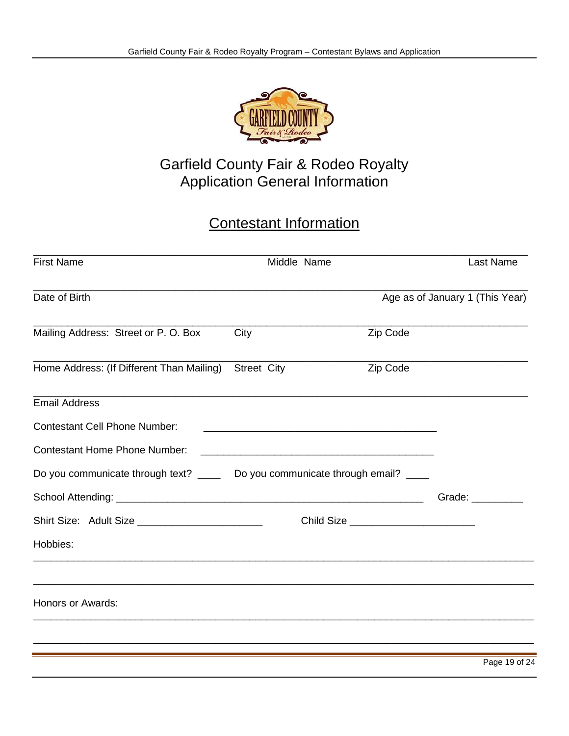# Garfield County Fair & Rodeo Royalty
# Application General Information

## Contestant Information

______________________________________________________________________________

First Name Middle Name Last Name

______________________________________________________________________________

Date of Birth Age as of January 1 (This Year)

______________________________________________________________________________

Mailing Address: Street or P. O. Box City Zip Code

______________________________________________________________________________

Home Address: (If Different Than Mailing) Street City Zip Code

______________________________________________________________________________

Email Address

Contestant Cell Phone Number: ________________________________________

Contestant Home Phone Number: ________________________________________

Do you communicate through text? ____ Do you communicate through email? ____

School Attending: ______________________________________________________ Grade: _________

Shirt Size: Adult Size ______________________ Child Size ______________________

Hobbies:

______________________________________________________________________________

______________________________________________________________________________

Honors or Awards:

______________________________________________________________________________

______________________________________________________________________________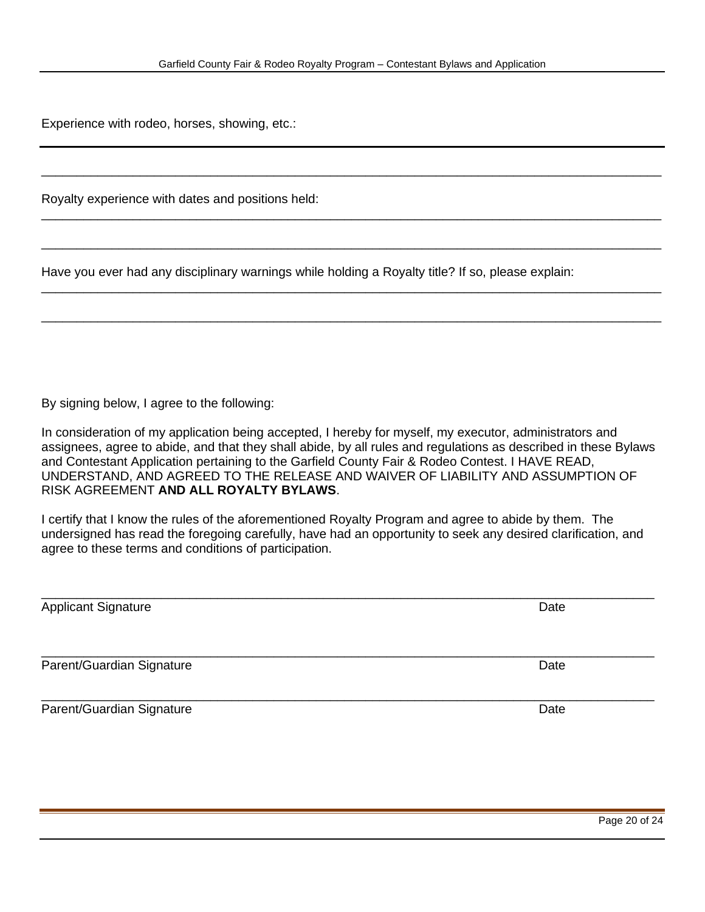Experience with rodeo, horses, showing, etc.:

---

______________________________________________________________________________

Royalty experience with dates and positions held:
______________________________________________________________________________

______________________________________________________________________________

Have you ever had any disciplinary warnings while holding a Royalty title? If so, please explain:
______________________________________________________________________________

______________________________________________________________________________

By signing below, I agree to the following:

In consideration of my application being accepted, I hereby for myself, my executor, administrators and assignees, agree to abide, and that they shall abide, by all rules and regulations as described in these Bylaws and Contestant Application pertaining to the Garfield County Fair & Rodeo Contest. I HAVE READ, UNDERSTAND, AND AGREED TO THE RELEASE AND WAIVER OF LIABILITY AND ASSUMPTION OF RISK AGREEMENT **AND ALL ROYALTY BYLAWS**.

I certify that I know the rules of the aforementioned Royalty Program and agree to abide by them. The undersigned has read the foregoing carefully, have had an opportunity to seek any desired clarification, and agree to these terms and conditions of participation.

______________________________________________________________________________
Applicant Signature Date

______________________________________________________________________________
Parent/Guardian Signature Date

______________________________________________________________________________
Parent/Guardian Signature Date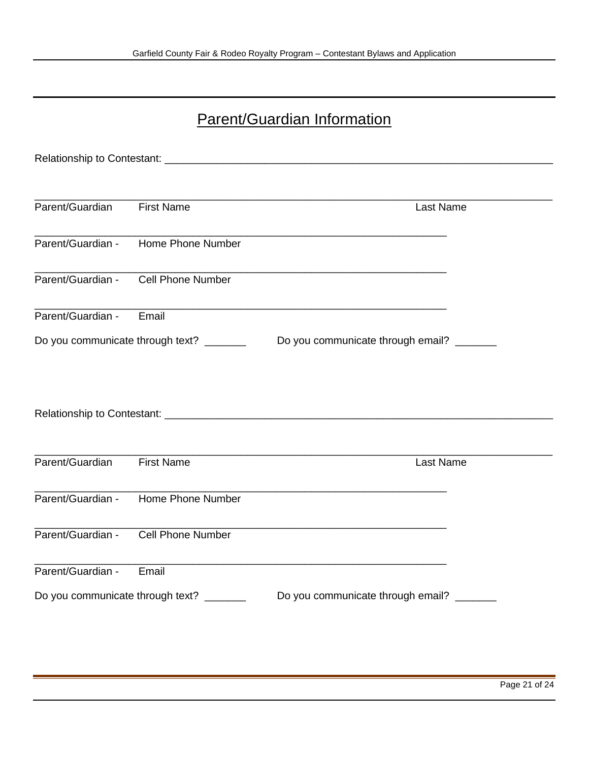## Parent/Guardian Information

Relationship to Contestant: ___________________________________________________________________

_____________________________________________________________________________________________
Parent/Guardian First Name Last Name

__________________________________________________________________________
Parent/Guardian - Home Phone Number

__________________________________________________________________________
Parent/Guardian - Cell Phone Number

__________________________________________________________________________
Parent/Guardian - Email

Do you communicate through text? _______ Do you communicate through email? _______

Relationship to Contestant: ___________________________________________________________________

_____________________________________________________________________________________________
Parent/Guardian First Name Last Name

__________________________________________________________________________
Parent/Guardian - Home Phone Number

__________________________________________________________________________
Parent/Guardian - Cell Phone Number

__________________________________________________________________________
Parent/Guardian - Email

Do you communicate through text? _______ Do you communicate through email? _______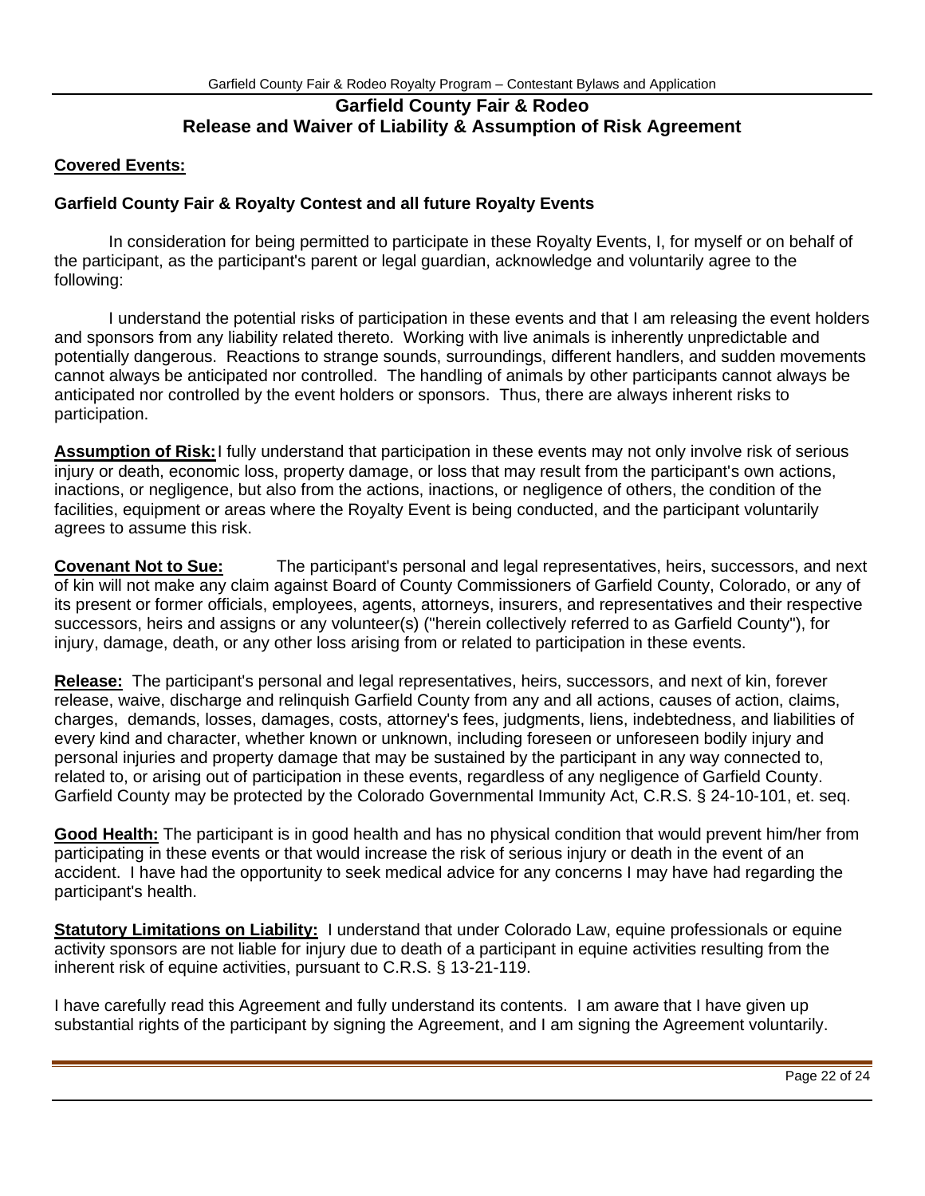## Garfield County Fair & Rodeo
## Release and Waiver of Liability & Assumption of Risk Agreement

**Covered Events:**

**Garfield County Fair & Royalty Contest and all future Royalty Events**

In consideration for being permitted to participate in these Royalty Events, I, for myself or on behalf of the participant, as the participant's parent or legal guardian, acknowledge and voluntarily agree to the following:

I understand the potential risks of participation in these events and that I am releasing the event holders and sponsors from any liability related thereto. Working with live animals is inherently unpredictable and potentially dangerous. Reactions to strange sounds, surroundings, different handlers, and sudden movements cannot always be anticipated nor controlled. The handling of animals by other participants cannot always be anticipated nor controlled by the event holders or sponsors. Thus, there are always inherent risks to participation.

**Assumption of Risk:** I fully understand that participation in these events may not only involve risk of serious injury or death, economic loss, property damage, or loss that may result from the participant's own actions, inactions, or negligence, but also from the actions, inactions, or negligence of others, the condition of the facilities, equipment or areas where the Royalty Event is being conducted, and the participant voluntarily agrees to assume this risk.

**Covenant Not to Sue:** The participant's personal and legal representatives, heirs, successors, and next of kin will not make any claim against Board of County Commissioners of Garfield County, Colorado, or any of its present or former officials, employees, agents, attorneys, insurers, and representatives and their respective successors, heirs and assigns or any volunteer(s) ("herein collectively referred to as Garfield County"), for injury, damage, death, or any other loss arising from or related to participation in these events.

**Release:** The participant's personal and legal representatives, heirs, successors, and next of kin, forever release, waive, discharge and relinquish Garfield County from any and all actions, causes of action, claims, charges, demands, losses, damages, costs, attorney's fees, judgments, liens, indebtedness, and liabilities of every kind and character, whether known or unknown, including foreseen or unforeseen bodily injury and personal injuries and property damage that may be sustained by the participant in any way connected to, related to, or arising out of participation in these events, regardless of any negligence of Garfield County. Garfield County may be protected by the Colorado Governmental Immunity Act, C.R.S. § 24-10-101, et. seq.

**Good Health:** The participant is in good health and has no physical condition that would prevent him/her from participating in these events or that would increase the risk of serious injury or death in the event of an accident. I have had the opportunity to seek medical advice for any concerns I may have had regarding the participant's health.

**Statutory Limitations on Liability:** I understand that under Colorado Law, equine professionals or equine activity sponsors are not liable for injury due to death of a participant in equine activities resulting from the inherent risk of equine activities, pursuant to C.R.S. § 13-21-119.

I have carefully read this Agreement and fully understand its contents. I am aware that I have given up substantial rights of the participant by signing the Agreement, and I am signing the Agreement voluntarily.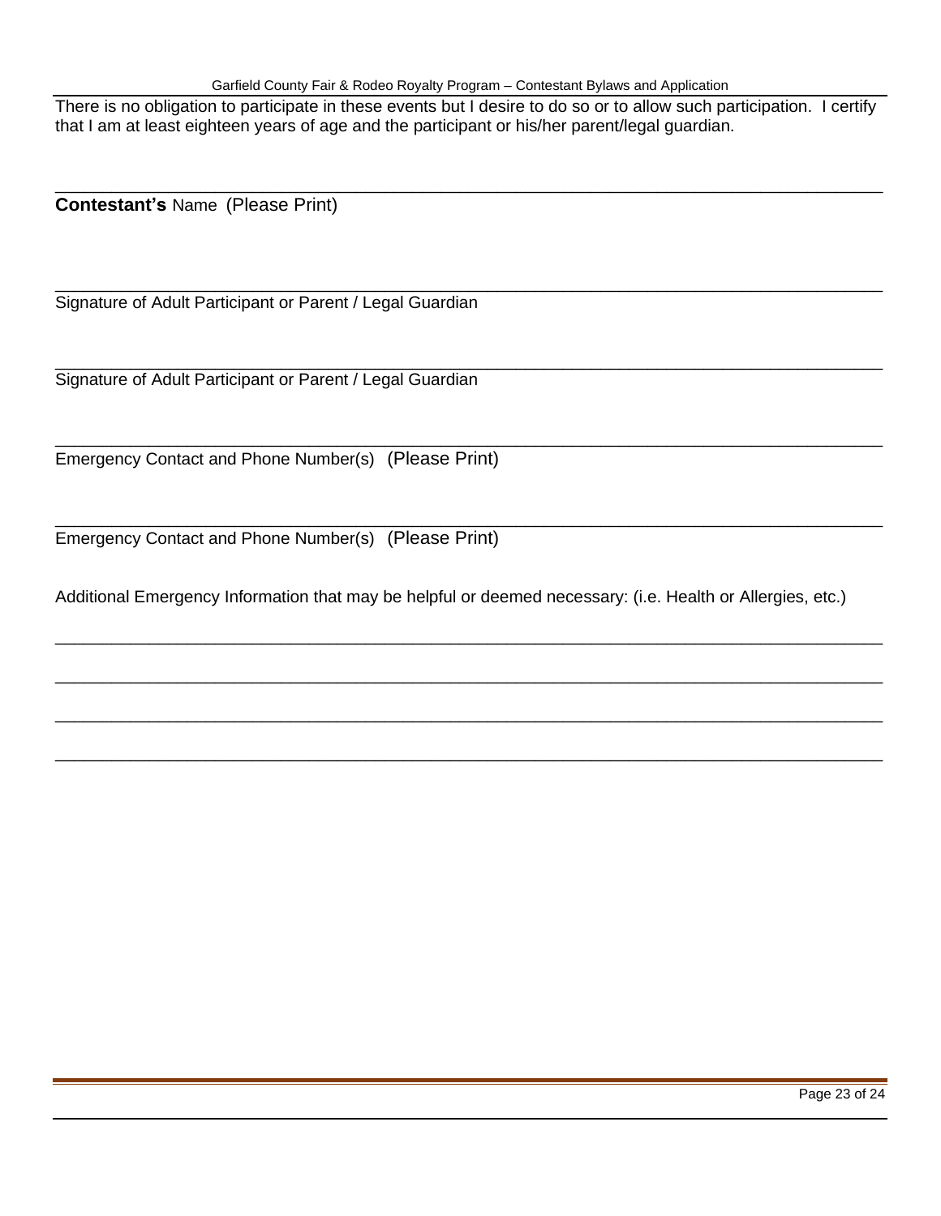There is no obligation to participate in these events but I desire to do so or to allow such participation. I certify that I am at least eighteen years of age and the participant or his/her parent/legal guardian.

\_\_\_\_\_\_\_\_\_\_\_\_\_\_\_\_\_\_\_\_\_\_\_\_\_\_\_\_\_\_\_\_\_\_\_\_\_\_\_\_\_\_\_\_\_\_\_\_\_\_\_\_\_\_\_\_\_\_\_\_\_\_\_\_\_\_\_\_\_\_\_\_\_\_\_\_\_\_

**Contestant's** Name (Please Print)

\_\_\_\_\_\_\_\_\_\_\_\_\_\_\_\_\_\_\_\_\_\_\_\_\_\_\_\_\_\_\_\_\_\_\_\_\_\_\_\_\_\_\_\_\_\_\_\_\_\_\_\_\_\_\_\_\_\_\_\_\_\_\_\_\_\_\_\_\_\_\_\_\_\_\_\_\_\_

Signature of Adult Participant or Parent / Legal Guardian

\_\_\_\_\_\_\_\_\_\_\_\_\_\_\_\_\_\_\_\_\_\_\_\_\_\_\_\_\_\_\_\_\_\_\_\_\_\_\_\_\_\_\_\_\_\_\_\_\_\_\_\_\_\_\_\_\_\_\_\_\_\_\_\_\_\_\_\_\_\_\_\_\_\_\_\_\_\_

Signature of Adult Participant or Parent / Legal Guardian

\_\_\_\_\_\_\_\_\_\_\_\_\_\_\_\_\_\_\_\_\_\_\_\_\_\_\_\_\_\_\_\_\_\_\_\_\_\_\_\_\_\_\_\_\_\_\_\_\_\_\_\_\_\_\_\_\_\_\_\_\_\_\_\_\_\_\_\_\_\_\_\_\_\_\_\_\_\_

Emergency Contact and Phone Number(s) (Please Print)

\_\_\_\_\_\_\_\_\_\_\_\_\_\_\_\_\_\_\_\_\_\_\_\_\_\_\_\_\_\_\_\_\_\_\_\_\_\_\_\_\_\_\_\_\_\_\_\_\_\_\_\_\_\_\_\_\_\_\_\_\_\_\_\_\_\_\_\_\_\_\_\_\_\_\_\_\_\_

Emergency Contact and Phone Number(s) (Please Print)

Additional Emergency Information that may be helpful or deemed necessary: (i.e. Health or Allergies, etc.)

\_\_\_\_\_\_\_\_\_\_\_\_\_\_\_\_\_\_\_\_\_\_\_\_\_\_\_\_\_\_\_\_\_\_\_\_\_\_\_\_\_\_\_\_\_\_\_\_\_\_\_\_\_\_\_\_\_\_\_\_\_\_\_\_\_\_\_\_\_\_\_\_\_\_\_\_\_\_

\_\_\_\_\_\_\_\_\_\_\_\_\_\_\_\_\_\_\_\_\_\_\_\_\_\_\_\_\_\_\_\_\_\_\_\_\_\_\_\_\_\_\_\_\_\_\_\_\_\_\_\_\_\_\_\_\_\_\_\_\_\_\_\_\_\_\_\_\_\_\_\_\_\_\_\_\_\_

\_\_\_\_\_\_\_\_\_\_\_\_\_\_\_\_\_\_\_\_\_\_\_\_\_\_\_\_\_\_\_\_\_\_\_\_\_\_\_\_\_\_\_\_\_\_\_\_\_\_\_\_\_\_\_\_\_\_\_\_\_\_\_\_\_\_\_\_\_\_\_\_\_\_\_\_\_\_

\_\_\_\_\_\_\_\_\_\_\_\_\_\_\_\_\_\_\_\_\_\_\_\_\_\_\_\_\_\_\_\_\_\_\_\_\_\_\_\_\_\_\_\_\_\_\_\_\_\_\_\_\_\_\_\_\_\_\_\_\_\_\_\_\_\_\_\_\_\_\_\_\_\_\_\_\_\_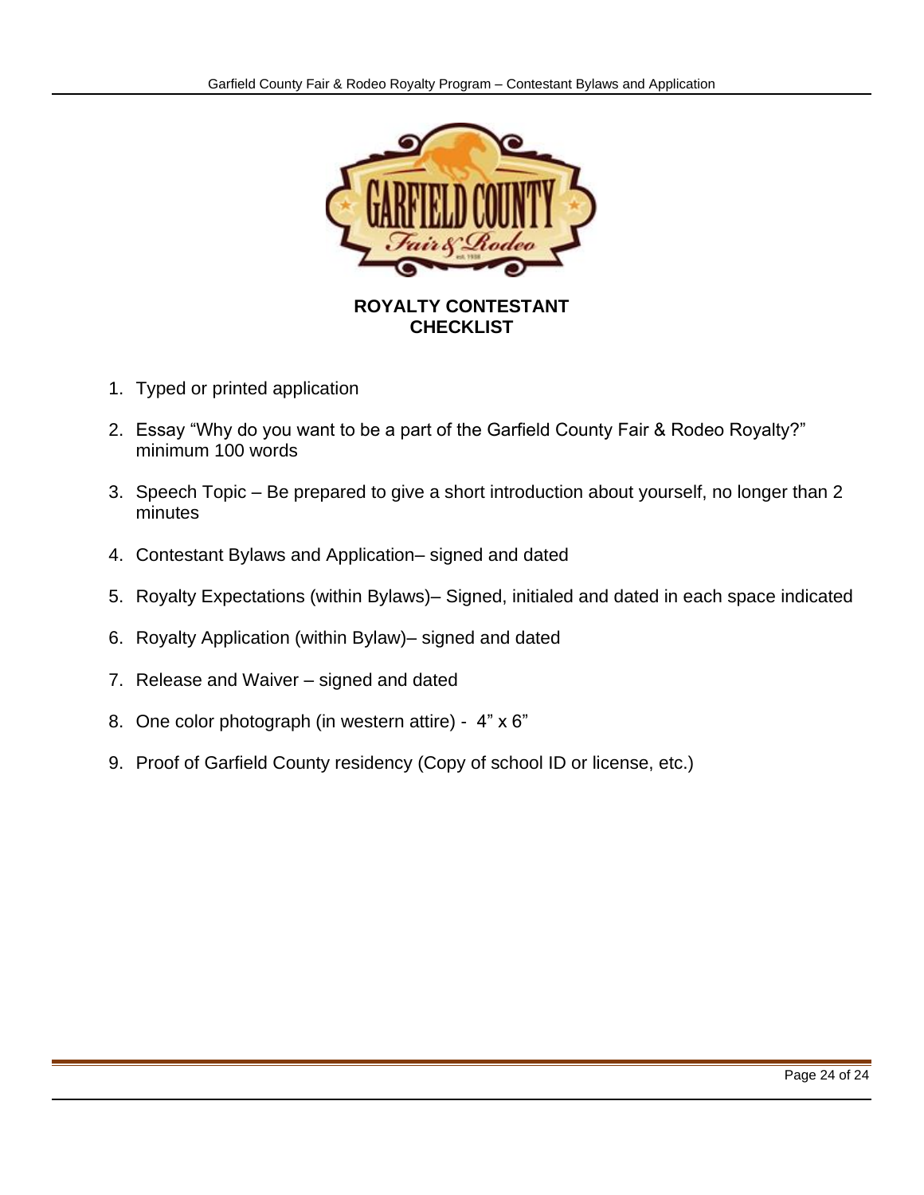# ROYALTY CONTESTANT CHECKLIST

1. Typed or printed application
2. Essay "Why do you want to be a part of the Garfield County Fair & Rodeo Royalty?" minimum 100 words
3. Speech Topic – Be prepared to give a short introduction about yourself, no longer than 2 minutes
4. Contestant Bylaws and Application– signed and dated
5. Royalty Expectations (within Bylaws)– Signed, initialed and dated in each space indicated
6. Royalty Application (within Bylaw)– signed and dated
7. Release and Waiver – signed and dated
8. One color photograph (in western attire) - 4" x 6"
9. Proof of Garfield County residency (Copy of school ID or license, etc.)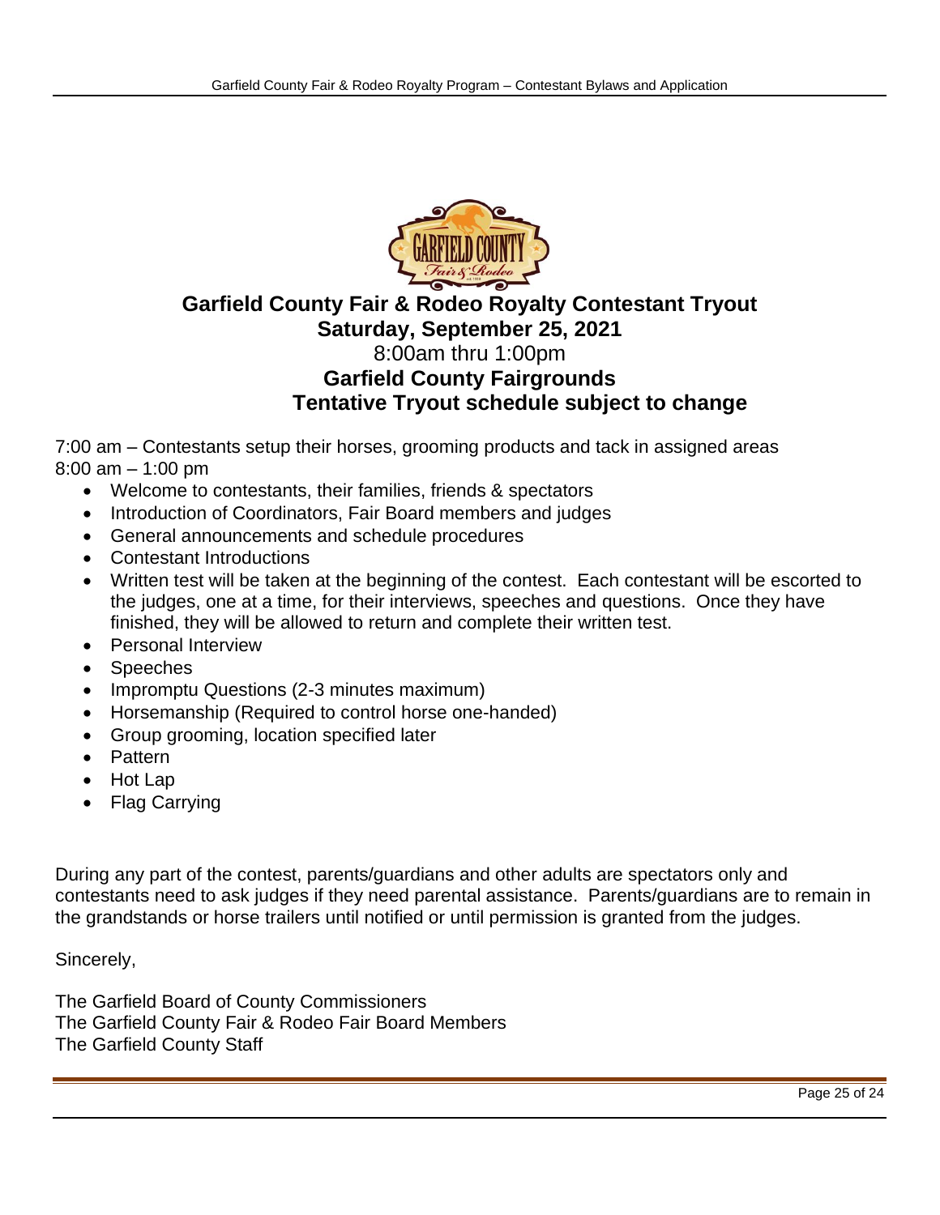# Garfield County Fair & Rodeo Royalty Contestant Tryout

**Saturday, September 25, 2021**

8:00am thru 1:00pm

**Garfield County Fairgrounds**

**Tentative Tryout schedule subject to change**

7:00 am – Contestants setup their horses, grooming products and tack in assigned areas
8:00 am – 1:00 pm

- Welcome to contestants, their families, friends & spectators
- Introduction of Coordinators, Fair Board members and judges
- General announcements and schedule procedures
- Contestant Introductions
- Written test will be taken at the beginning of the contest. Each contestant will be escorted to the judges, one at a time, for their interviews, speeches and questions. Once they have finished, they will be allowed to return and complete their written test.
- Personal Interview
- Speeches
- Impromptu Questions (2-3 minutes maximum)
- Horsemanship (Required to control horse one-handed)
- Group grooming, location specified later
- Pattern
- Hot Lap
- Flag Carrying

During any part of the contest, parents/guardians and other adults are spectators only and contestants need to ask judges if they need parental assistance. Parents/guardians are to remain in the grandstands or horse trailers until notified or until permission is granted from the judges.

Sincerely,

The Garfield Board of County Commissioners
The Garfield County Fair & Rodeo Fair Board Members
The Garfield County Staff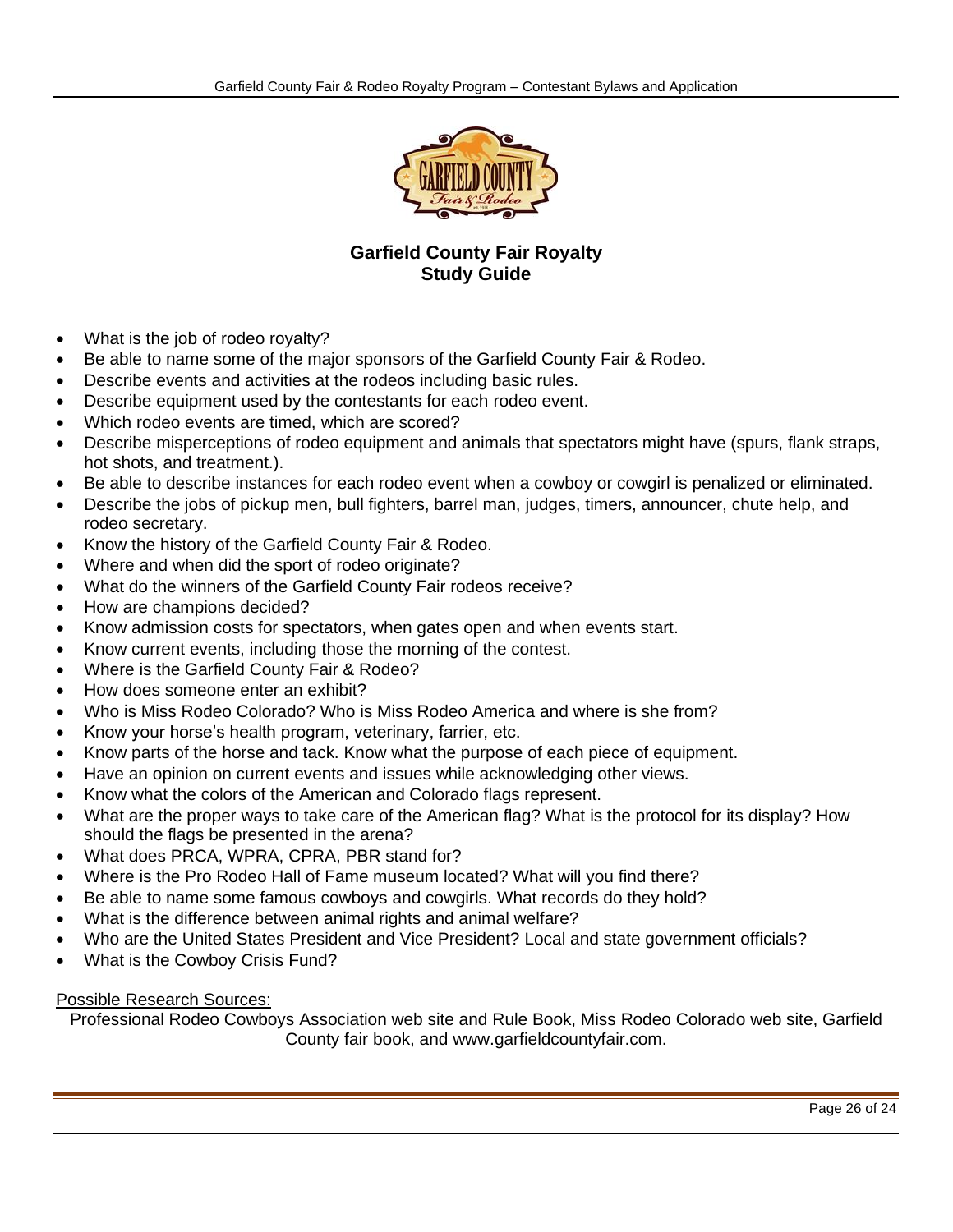**Garfield County Fair Royalty**
**Study Guide**

- What is the job of rodeo royalty?
- Be able to name some of the major sponsors of the Garfield County Fair & Rodeo.
- Describe events and activities at the rodeos including basic rules.
- Describe equipment used by the contestants for each rodeo event.
- Which rodeo events are timed, which are scored?
- Describe misperceptions of rodeo equipment and animals that spectators might have (spurs, flank straps, hot shots, and treatment.).
- Be able to describe instances for each rodeo event when a cowboy or cowgirl is penalized or eliminated.
- Describe the jobs of pickup men, bull fighters, barrel man, judges, timers, announcer, chute help, and rodeo secretary.
- Know the history of the Garfield County Fair & Rodeo.
- Where and when did the sport of rodeo originate?
- What do the winners of the Garfield County Fair rodeos receive?
- How are champions decided?
- Know admission costs for spectators, when gates open and when events start.
- Know current events, including those the morning of the contest.
- Where is the Garfield County Fair & Rodeo?
- How does someone enter an exhibit?
- Who is Miss Rodeo Colorado? Who is Miss Rodeo America and where is she from?
- Know your horse's health program, veterinary, farrier, etc.
- Know parts of the horse and tack. Know what the purpose of each piece of equipment.
- Have an opinion on current events and issues while acknowledging other views.
- Know what the colors of the American and Colorado flags represent.
- What are the proper ways to take care of the American flag? What is the protocol for its display? How should the flags be presented in the arena?
- What does PRCA, WPRA, CPRA, PBR stand for?
- Where is the Pro Rodeo Hall of Fame museum located? What will you find there?
- Be able to name some famous cowboys and cowgirls. What records do they hold?
- What is the difference between animal rights and animal welfare?
- Who are the United States President and Vice President? Local and state government officials?
- What is the Cowboy Crisis Fund?

Possible Research Sources:

Professional Rodeo Cowboys Association web site and Rule Book, Miss Rodeo Colorado web site, Garfield County fair book, and www.garfieldcountyfair.com.